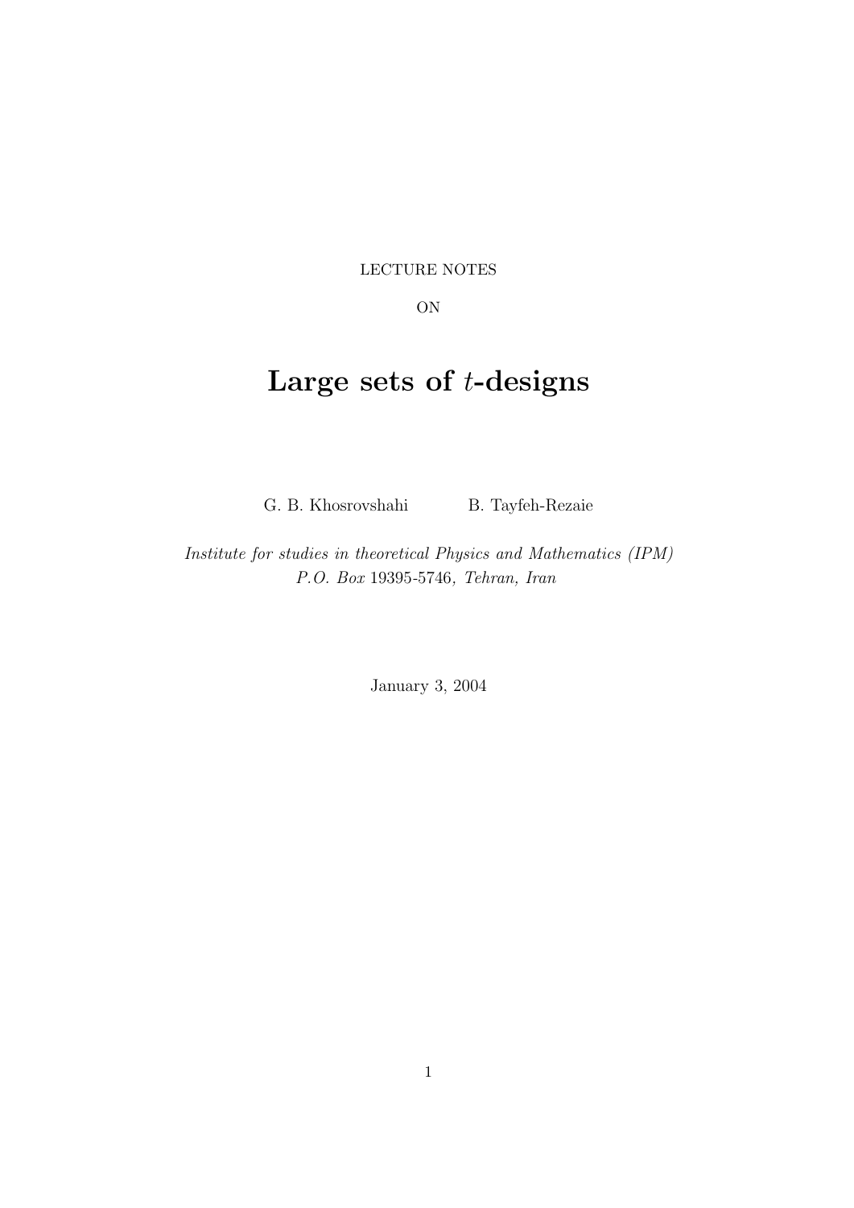LECTURE NOTES

ON

# Large sets of $t$-designs

G. B. Khosrovshahi B. Tayfeh-Rezaie

*Institute for studies in theoretical Physics and Mathematics (IPM)*
*P.O. Box* 19395-5746*, Tehran, Iran*

January 3, 2004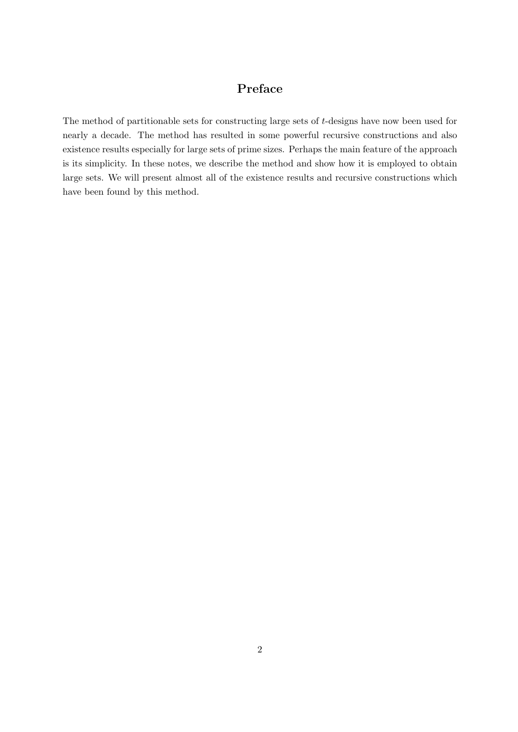# Preface

The method of partitionable sets for constructing large sets of $t$-designs have now been used for nearly a decade. The method has resulted in some powerful recursive constructions and also existence results especially for large sets of prime sizes. Perhaps the main feature of the approach is its simplicity. In these notes, we describe the method and show how it is employed to obtain large sets. We will present almost all of the existence results and recursive constructions which have been found by this method.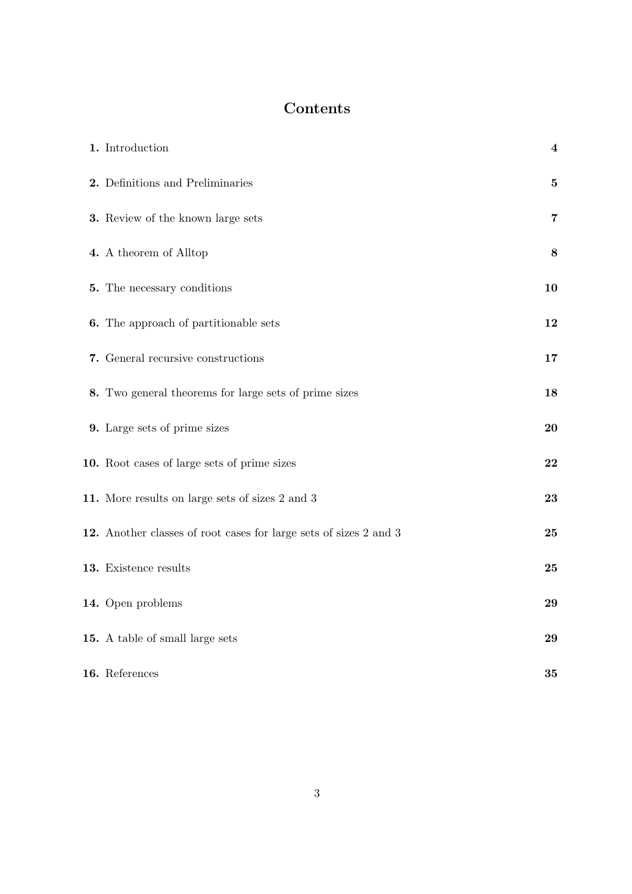# Contents

| | |
|---|---|
| **1.** Introduction | **4** |
| **2.** Definitions and Preliminaries | **5** |
| **3.** Review of the known large sets | **7** |
| **4.** A theorem of Alltop | **8** |
| **5.** The necessary conditions | **10** |
| **6.** The approach of partitionable sets | **12** |
| **7.** General recursive constructions | **17** |
| **8.** Two general theorems for large sets of prime sizes | **18** |
| **9.** Large sets of prime sizes | **20** |
| **10.** Root cases of large sets of prime sizes | **22** |
| **11.** More results on large sets of sizes 2 and 3 | **23** |
| **12.** Another classes of root cases for large sets of sizes 2 and 3 | **25** |
| **13.** Existence results | **25** |
| **14.** Open problems | **29** |
| **15.** A table of small large sets | **29** |
| **16.** References | **35** |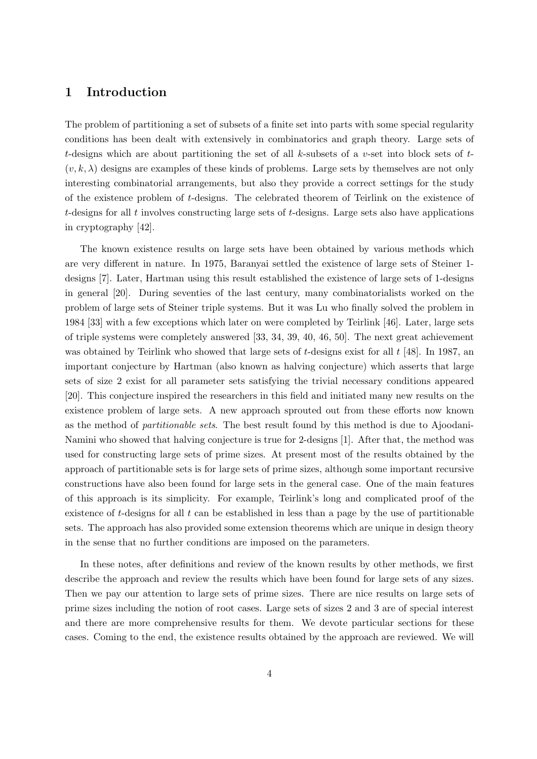## 1 Introduction

The problem of partitioning a set of subsets of a finite set into parts with some special regularity conditions has been dealt with extensively in combinatorics and graph theory. Large sets of $t$-designs which are about partitioning the set of all $k$-subsets of a $v$-set into block sets of $t$-$(v, k, \lambda)$ designs are examples of these kinds of problems. Large sets by themselves are not only interesting combinatorial arrangements, but also they provide a correct settings for the study of the existence problem of $t$-designs. The celebrated theorem of Teirlink on the existence of $t$-designs for all $t$ involves constructing large sets of $t$-designs. Large sets also have applications in cryptography [42].

The known existence results on large sets have been obtained by various methods which are very different in nature. In 1975, Baranyai settled the existence of large sets of Steiner 1-designs [7]. Later, Hartman using this result established the existence of large sets of 1-designs in general [20]. During seventies of the last century, many combinatorialists worked on the problem of large sets of Steiner triple systems. But it was Lu who finally solved the problem in 1984 [33] with a few exceptions which later on were completed by Teirlink [46]. Later, large sets of triple systems were completely answered [33, 34, 39, 40, 46, 50]. The next great achievement was obtained by Teirlink who showed that large sets of $t$-designs exist for all $t$ [48]. In 1987, an important conjecture by Hartman (also known as halving conjecture) which asserts that large sets of size 2 exist for all parameter sets satisfying the trivial necessary conditions appeared [20]. This conjecture inspired the researchers in this field and initiated many new results on the existence problem of large sets. A new approach sprouted out from these efforts now known as the method of *partitionable sets*. The best result found by this method is due to Ajoodani-Namini who showed that halving conjecture is true for 2-designs [1]. After that, the method was used for constructing large sets of prime sizes. At present most of the results obtained by the approach of partitionable sets is for large sets of prime sizes, although some important recursive constructions have also been found for large sets in the general case. One of the main features of this approach is its simplicity. For example, Teirlink's long and complicated proof of the existence of $t$-designs for all $t$ can be established in less than a page by the use of partitionable sets. The approach has also provided some extension theorems which are unique in design theory in the sense that no further conditions are imposed on the parameters.

In these notes, after definitions and review of the known results by other methods, we first describe the approach and review the results which have been found for large sets of any sizes. Then we pay our attention to large sets of prime sizes. There are nice results on large sets of prime sizes including the notion of root cases. Large sets of sizes 2 and 3 are of special interest and there are more comprehensive results for them. We devote particular sections for these cases. Coming to the end, the existence results obtained by the approach are reviewed. We will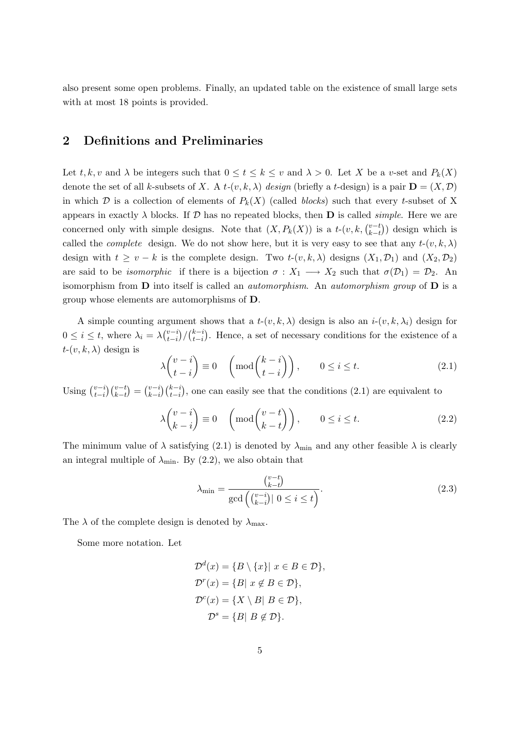also present some open problems. Finally, an updated table on the existence of small large sets with at most 18 points is provided.

## 2 Definitions and Preliminaries

Let $t, k, v$ and $\lambda$ be integers such that $0 \leq t \leq k \leq v$ and $\lambda > 0$. Let $X$ be a $v$-set and $P_k(X)$ denote the set of all $k$-subsets of $X$. A $t$-$(v, k, \lambda)$ *design* (briefly a $t$-design) is a pair $\mathbf{D} = (X, \mathcal{D})$ in which $\mathcal{D}$ is a collection of elements of $P_k(X)$ (called *blocks*) such that every $t$-subset of X appears in exactly $\lambda$ blocks. If $\mathcal{D}$ has no repeated blocks, then $\mathbf{D}$ is called *simple*. Here we are concerned only with simple designs. Note that $(X, P_k(X))$ is a $t$-$(v, k, \binom{v-t}{k-t})$ design which is called the *complete* design. We do not show here, but it is very easy to see that any $t$-$(v, k, \lambda)$ design with $t \geq v - k$ is the complete design. Two $t$-$(v, k, \lambda)$ designs $(X_1, \mathcal{D}_1)$ and $(X_2, \mathcal{D}_2)$ are said to be *isomorphic* if there is a bijection $\sigma : X_1 \longrightarrow X_2$ such that $\sigma(\mathcal{D}_1) = \mathcal{D}_2$. An isomorphism from $\mathbf{D}$ into itself is called an *automorphism*. An *automorphism group* of $\mathbf{D}$ is a group whose elements are automorphisms of $\mathbf{D}$.

A simple counting argument shows that a $t$-$(v, k, \lambda)$ design is also an $i$-$(v, k, \lambda_i)$ design for $0 \leq i \leq t$, where $\lambda_i = \lambda\binom{v-i}{t-i}/\binom{k-i}{t-i}$. Hence, a set of necessary conditions for the existence of a $t$-$(v, k, \lambda)$ design is

$$\lambda\binom{v-i}{t-i} \equiv 0 \quad \left(\bmod \binom{k-i}{t-i}\right), \qquad 0 \leq i \leq t. \tag{2.1}$$

Using $\binom{v-i}{t-i}\binom{v-t}{k-t} = \binom{v-i}{k-i}\binom{k-i}{t-i}$, one can easily see that the conditions (2.1) are equivalent to

$$\lambda\binom{v-i}{k-i} \equiv 0 \quad \left(\bmod \binom{v-t}{k-t}\right), \qquad 0 \leq i \leq t. \tag{2.2}$$

The minimum value of $\lambda$ satisfying (2.1) is denoted by $\lambda_{\min}$ and any other feasible $\lambda$ is clearly an integral multiple of $\lambda_{\min}$. By (2.2), we also obtain that

$$\lambda_{\min} = \frac{\binom{v-t}{k-t}}{\gcd\left(\binom{v-i}{k-i} \mid 0 \leq i \leq t\right)}. \tag{2.3}$$

The $\lambda$ of the complete design is denoted by $\lambda_{\max}$.

Some more notation. Let

$$\begin{aligned}
\mathcal{D}^d(x) &= \{B \setminus \{x\} \mid x \in B \in \mathcal{D}\}, \\
\mathcal{D}^r(x) &= \{B \mid x \notin B \in \mathcal{D}\}, \\
\mathcal{D}^c(x) &= \{X \setminus B \mid B \in \mathcal{D}\}, \\
\mathcal{D}^s &= \{B \mid B \notin \mathcal{D}\}.
\end{aligned}$$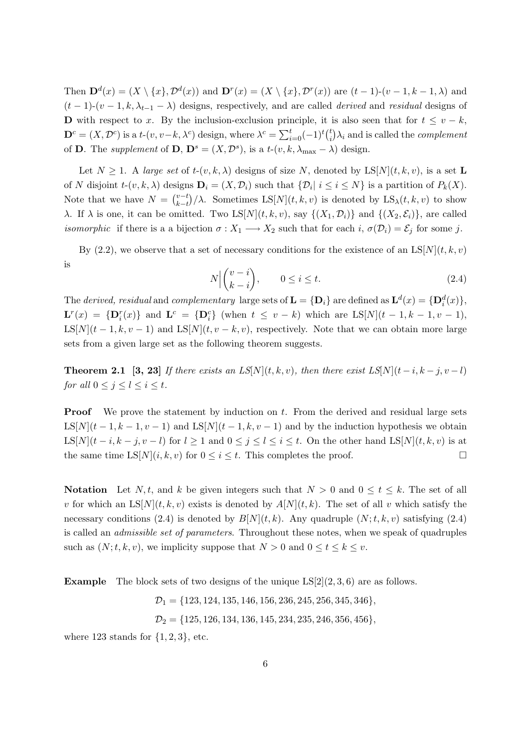Then $\mathbf{D}^d(x) = (X \setminus \{x\}, \mathcal{D}^d(x))$ and $\mathbf{D}^r(x) = (X \setminus \{x\}, \mathcal{D}^r(x))$ are $(t-1)$-$(v-1, k-1, \lambda)$ and $(t-1)$-$(v-1, k, \lambda_{t-1} - \lambda)$ designs, respectively, and are called *derived* and *residual* designs of $\mathbf{D}$ with respect to $x$. By the inclusion-exclusion principle, it is also seen that for $t \leq v-k$, $\mathbf{D}^c = (X, \mathcal{D}^c)$ is a $t$-$(v, v-k, \lambda^c)$ design, where $\lambda^c = \sum_{i=0}^{t}(-1)^t\binom{t}{i}\lambda_i$ and is called the *complement* of $\mathbf{D}$. The *supplement* of $\mathbf{D}$, $\mathbf{D}^s = (X, \mathcal{D}^s)$, is a $t$-$(v, k, \lambda_{\max} - \lambda)$ design.

Let $N \geq 1$. A *large set* of $t$-$(v, k, \lambda)$ designs of size $N$, denoted by LS$[N](t, k, v)$, is a set $\mathbf{L}$ of $N$ disjoint $t$-$(v, k, \lambda)$ designs $\mathbf{D}_i = (X, \mathcal{D}_i)$ such that $\{\mathcal{D}_i | \ i \leq i \leq N\}$ is a partition of $P_k(X)$. Note that we have $N = \binom{v-t}{k-t}/\lambda$. Sometimes LS$[N](t, k, v)$ is denoted by LS$_\lambda(t, k, v)$ to show $\lambda$. If $\lambda$ is one, it can be omitted. Two LS$[N](t, k, v)$, say $\{(X_1, \mathcal{D}_i)\}$ and $\{(X_2, \mathcal{E}_i)\}$, are called *isomorphic* if there is a a bijection $\sigma : X_1 \longrightarrow X_2$ such that for each $i$, $\sigma(\mathcal{D}_i) = \mathcal{E}_j$ for some $j$.

By (2.2), we observe that a set of necessary conditions for the existence of an LS$[N](t, k, v)$ is

$$N \Big| \binom{v-i}{k-i}, \qquad 0 \leq i \leq t. \tag{2.4}$$

The *derived, residual* and *complementary* large sets of $\mathbf{L} = \{\mathbf{D}_i\}$ are defined as $\mathbf{L}^d(x) = \{\mathbf{D}_i^d(x)\}$, $\mathbf{L}^r(x) = \{\mathbf{D}_i^r(x)\}$ and $\mathbf{L}^c = \{\mathbf{D}_i^c\}$ (when $t \leq v-k$) which are LS$[N](t-1, k-1, v-1)$, LS$[N](t-1, k, v-1)$ and LS$[N](t, v-k, v)$, respectively. Note that we can obtain more large sets from a given large set as the following theorem suggests.

**Theorem 2.1** **[3, 23]** *If there exists an LS$[N](t, k, v)$, then there exist LS$[N](t-i, k-j, v-l)$ for all $0 \leq j \leq l \leq i \leq t$.*

**Proof** We prove the statement by induction on $t$. From the derived and residual large sets LS$[N](t-1, k-1, v-1)$ and LS$[N](t-1, k, v-1)$ and by the induction hypothesis we obtain LS$[N](t-i, k-j, v-l)$ for $l \geq 1$ and $0 \leq j \leq l \leq i \leq t$. On the other hand LS$[N](t, k, v)$ is at the same time LS$[N](i, k, v)$ for $0 \leq i \leq t$. This completes the proof. $\square$

**Notation** Let $N, t$, and $k$ be given integers such that $N > 0$ and $0 \leq t \leq k$. The set of all $v$ for which an LS$[N](t, k, v)$ exists is denoted by $A[N](t, k)$. The set of all $v$ which satisfy the necessary conditions (2.4) is denoted by $B[N](t, k)$. Any quadruple $(N; t, k, v)$ satisfying (2.4) is called an *admissible set of parameters*. Throughout these notes, when we speak of quadruples such as $(N; t, k, v)$, we implicity suppose that $N > 0$ and $0 \leq t \leq k \leq v$.

**Example** The block sets of two designs of the unique LS$[2](2, 3, 6)$ are as follows.

$$\mathcal{D}_1 = \{123, 124, 135, 146, 156, 236, 245, 256, 345, 346\},$$

$$\mathcal{D}_2 = \{125, 126, 134, 136, 145, 234, 235, 246, 356, 456\},$$

where 123 stands for $\{1, 2, 3\}$, etc.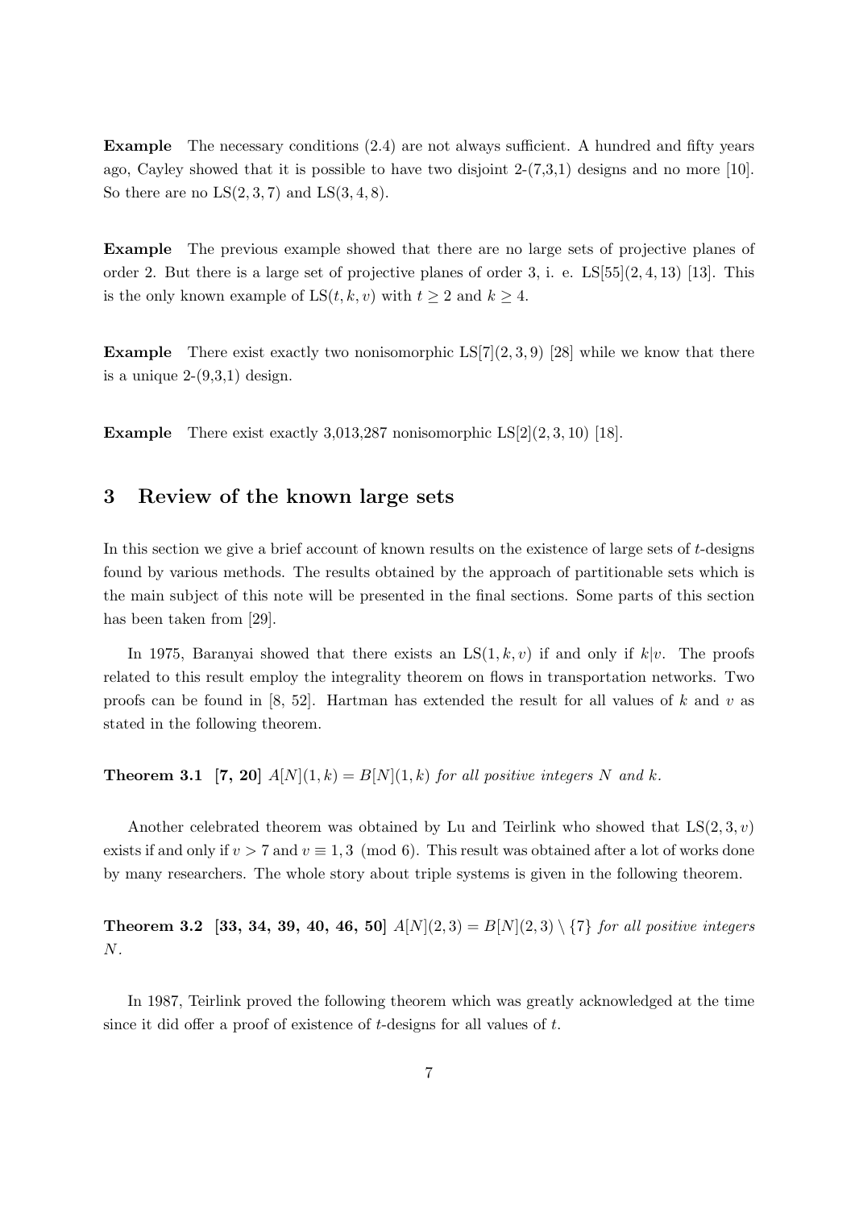**Example** The necessary conditions (2.4) are not always sufficient. A hundred and fifty years ago, Cayley showed that it is possible to have two disjoint 2-(7,3,1) designs and no more [10]. So there are no $\mathrm{LS}(2,3,7)$ and $\mathrm{LS}(3,4,8)$.

**Example** The previous example showed that there are no large sets of projective planes of order 2. But there is a large set of projective planes of order 3, i. e. $\mathrm{LS}[55](2,4,13)$ [13]. This is the only known example of $\mathrm{LS}(t,k,v)$ with $t \geq 2$ and $k \geq 4$.

**Example** There exist exactly two nonisomorphic $\mathrm{LS}[7](2,3,9)$ [28] while we know that there is a unique 2-(9,3,1) design.

**Example** There exist exactly 3,013,287 nonisomorphic $\mathrm{LS}[2](2,3,10)$ [18].

## 3 Review of the known large sets

In this section we give a brief account of known results on the existence of large sets of $t$-designs found by various methods. The results obtained by the approach of partitionable sets which is the main subject of this note will be presented in the final sections. Some parts of this section has been taken from [29].

In 1975, Baranyai showed that there exists an $\mathrm{LS}(1,k,v)$ if and only if $k|v$. The proofs related to this result employ the integrality theorem on flows in transportation networks. Two proofs can be found in [8, 52]. Hartman has extended the result for all values of $k$ and $v$ as stated in the following theorem.

**Theorem 3.1 [7, 20]** *$A[N](1,k) = B[N](1,k)$ for all positive integers $N$ and $k$.*

Another celebrated theorem was obtained by Lu and Teirlink who showed that $\mathrm{LS}(2,3,v)$ exists if and only if $v > 7$ and $v \equiv 1,3 \pmod 6$. This result was obtained after a lot of works done by many researchers. The whole story about triple systems is given in the following theorem.

**Theorem 3.2 [33, 34, 39, 40, 46, 50]** *$A[N](2,3) = B[N](2,3) \setminus \{7\}$ for all positive integers $N$.*

In 1987, Teirlink proved the following theorem which was greatly acknowledged at the time since it did offer a proof of existence of $t$-designs for all values of $t$.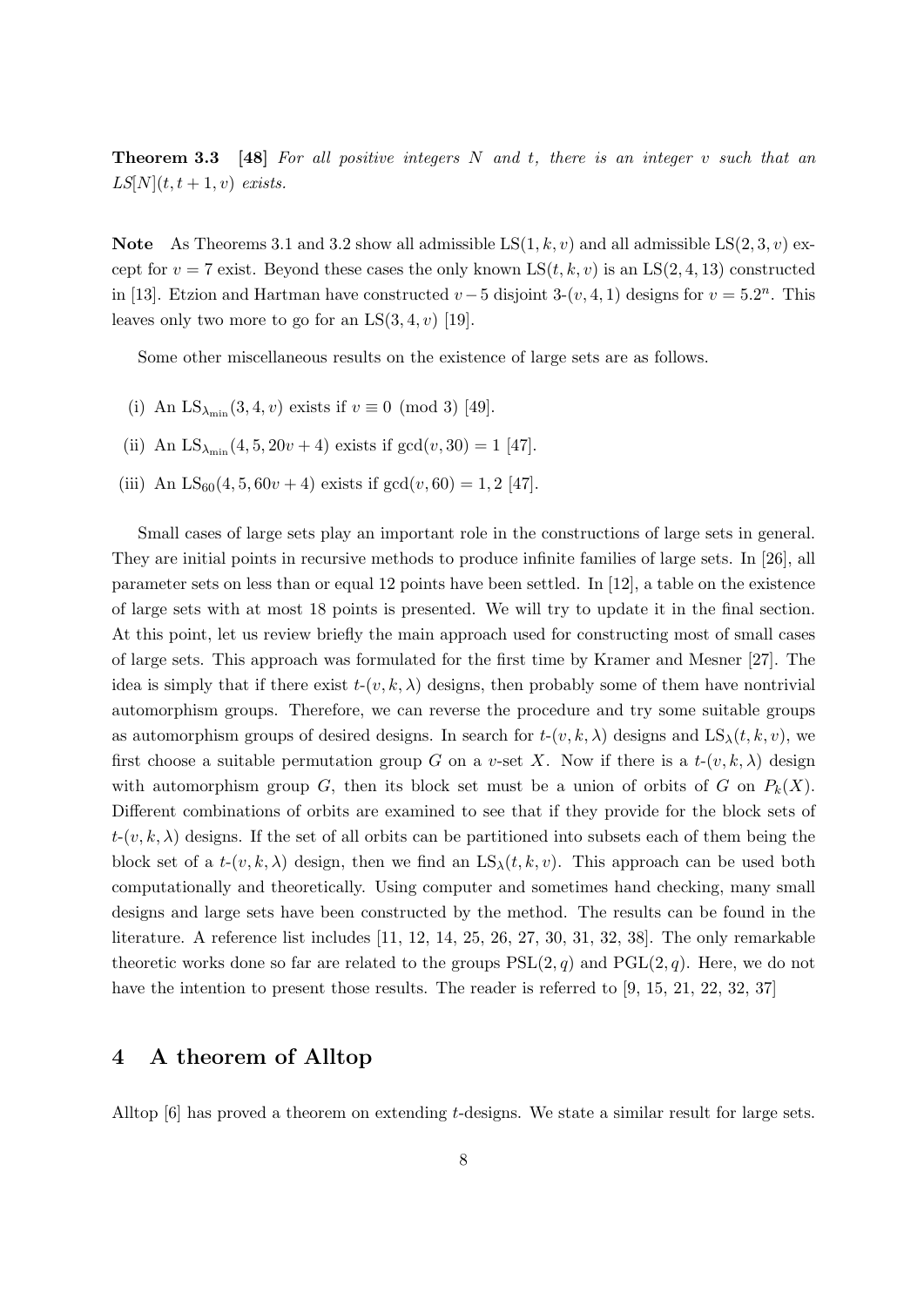**Theorem 3.3** **[48]** *For all positive integers $N$ and $t$, there is an integer $v$ such that an $LS[N](t, t+1, v)$ exists.*

**Note** As Theorems 3.1 and 3.2 show all admissible $\mathrm{LS}(1, k, v)$ and all admissible $\mathrm{LS}(2, 3, v)$ except for $v = 7$ exist. Beyond these cases the only known $\mathrm{LS}(t, k, v)$ is an $\mathrm{LS}(2, 4, 13)$ constructed in [13]. Etzion and Hartman have constructed $v-5$ disjoint 3-$(v, 4, 1)$ designs for $v = 5.2^n$. This leaves only two more to go for an $\mathrm{LS}(3, 4, v)$ [19].

Some other miscellaneous results on the existence of large sets are as follows.

(i) An $\mathrm{LS}_{\lambda_{\min}}(3, 4, v)$ exists if $v \equiv 0 \pmod 3$ [49].

(ii) An $\mathrm{LS}_{\lambda_{\min}}(4, 5, 20v + 4)$ exists if $\gcd(v, 30) = 1$ [47].

(iii) An $\mathrm{LS}_{60}(4, 5, 60v + 4)$ exists if $\gcd(v, 60) = 1, 2$ [47].

Small cases of large sets play an important role in the constructions of large sets in general. They are initial points in recursive methods to produce infinite families of large sets. In [26], all parameter sets on less than or equal 12 points have been settled. In [12], a table on the existence of large sets with at most 18 points is presented. We will try to update it in the final section. At this point, let us review briefly the main approach used for constructing most of small cases of large sets. This approach was formulated for the first time by Kramer and Mesner [27]. The idea is simply that if there exist $t$-$(v, k, \lambda)$ designs, then probably some of them have nontrivial automorphism groups. Therefore, we can reverse the procedure and try some suitable groups as automorphism groups of desired designs. In search for $t$-$(v, k, \lambda)$ designs and $\mathrm{LS}_\lambda(t, k, v)$, we first choose a suitable permutation group $G$ on a $v$-set $X$. Now if there is a $t$-$(v, k, \lambda)$ design with automorphism group $G$, then its block set must be a union of orbits of $G$ on $P_k(X)$. Different combinations of orbits are examined to see that if they provide for the block sets of $t$-$(v, k, \lambda)$ designs. If the set of all orbits can be partitioned into subsets each of them being the block set of a $t$-$(v, k, \lambda)$ design, then we find an $\mathrm{LS}_\lambda(t, k, v)$. This approach can be used both computationally and theoretically. Using computer and sometimes hand checking, many small designs and large sets have been constructed by the method. The results can be found in the literature. A reference list includes [11, 12, 14, 25, 26, 27, 30, 31, 32, 38]. The only remarkable theoretic works done so far are related to the groups $\mathrm{PSL}(2, q)$ and $\mathrm{PGL}(2, q)$. Here, we do not have the intention to present those results. The reader is referred to [9, 15, 21, 22, 32, 37]

## 4 A theorem of Alltop

Alltop [6] has proved a theorem on extending $t$-designs. We state a similar result for large sets.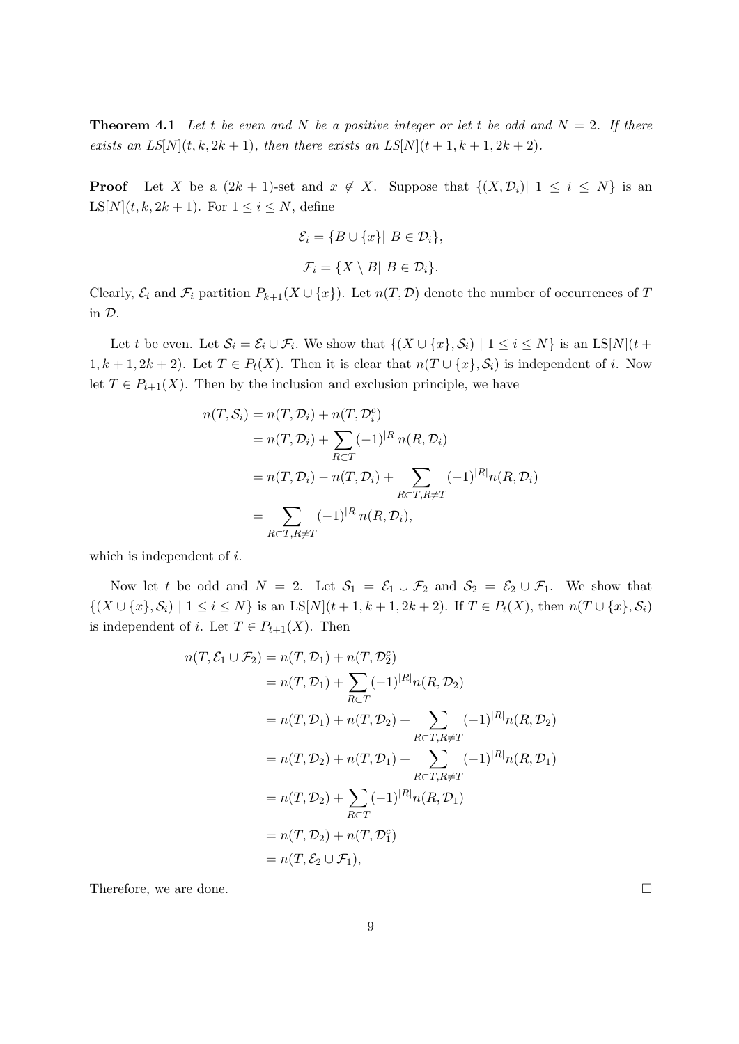**Theorem 4.1** *Let $t$ be even and $N$ be a positive integer or let $t$ be odd and $N = 2$. If there exists an LS[N]$(t, k, 2k+1)$, then there exists an LS[N]$(t+1, k+1, 2k+2)$.*

**Proof** Let $X$ be a $(2k+1)$-set and $x \notin X$. Suppose that $\{(X, \mathcal{D}_i) |\ 1 \leq i \leq N\}$ is an LS[N]$(t, k, 2k+1)$. For $1 \leq i \leq N$, define

$$\mathcal{E}_i = \{B \cup \{x\} |\ B \in \mathcal{D}_i\},$$

$$\mathcal{F}_i = \{X \setminus B |\ B \in \mathcal{D}_i\}.$$

Clearly, $\mathcal{E}_i$ and $\mathcal{F}_i$ partition $P_{k+1}(X \cup \{x\})$. Let $n(T, \mathcal{D})$ denote the number of occurrences of $T$ in $\mathcal{D}$.

Let $t$ be even. Let $\mathcal{S}_i = \mathcal{E}_i \cup \mathcal{F}_i$. We show that $\{(X \cup \{x\}, \mathcal{S}_i) \mid 1 \leq i \leq N\}$ is an LS[N]$(t+1, k+1, 2k+2)$. Let $T \in P_t(X)$. Then it is clear that $n(T \cup \{x\}, \mathcal{S}_i)$ is independent of $i$. Now let $T \in P_{t+1}(X)$. Then by the inclusion and exclusion principle, we have

$$\begin{aligned}
n(T, \mathcal{S}_i) &= n(T, \mathcal{D}_i) + n(T, \mathcal{D}_i^c) \\
&= n(T, \mathcal{D}_i) + \sum_{R \subset T} (-1)^{|R|} n(R, \mathcal{D}_i) \\
&= n(T, \mathcal{D}_i) - n(T, \mathcal{D}_i) + \sum_{R \subset T, R \neq T} (-1)^{|R|} n(R, \mathcal{D}_i) \\
&= \sum_{R \subset T, R \neq T} (-1)^{|R|} n(R, \mathcal{D}_i),
\end{aligned}$$

which is independent of $i$.

Now let $t$ be odd and $N = 2$. Let $\mathcal{S}_1 = \mathcal{E}_1 \cup \mathcal{F}_2$ and $\mathcal{S}_2 = \mathcal{E}_2 \cup \mathcal{F}_1$. We show that $\{(X \cup \{x\}, \mathcal{S}_i) \mid 1 \leq i \leq N\}$ is an LS[N]$(t+1, k+1, 2k+2)$. If $T \in P_t(X)$, then $n(T \cup \{x\}, \mathcal{S}_i)$ is independent of $i$. Let $T \in P_{t+1}(X)$. Then

$$\begin{aligned}
n(T, \mathcal{E}_1 \cup \mathcal{F}_2) &= n(T, \mathcal{D}_1) + n(T, \mathcal{D}_2^c) \\
&= n(T, \mathcal{D}_1) + \sum_{R \subset T} (-1)^{|R|} n(R, \mathcal{D}_2) \\
&= n(T, \mathcal{D}_1) + n(T, \mathcal{D}_2) + \sum_{R \subset T, R \neq T} (-1)^{|R|} n(R, \mathcal{D}_2) \\
&= n(T, \mathcal{D}_2) + n(T, \mathcal{D}_1) + \sum_{R \subset T, R \neq T} (-1)^{|R|} n(R, \mathcal{D}_1) \\
&= n(T, \mathcal{D}_2) + \sum_{R \subset T} (-1)^{|R|} n(R, \mathcal{D}_1) \\
&= n(T, \mathcal{D}_2) + n(T, \mathcal{D}_1^c) \\
&= n(T, \mathcal{E}_2 \cup \mathcal{F}_1),
\end{aligned}$$

Therefore, we are done. $\square$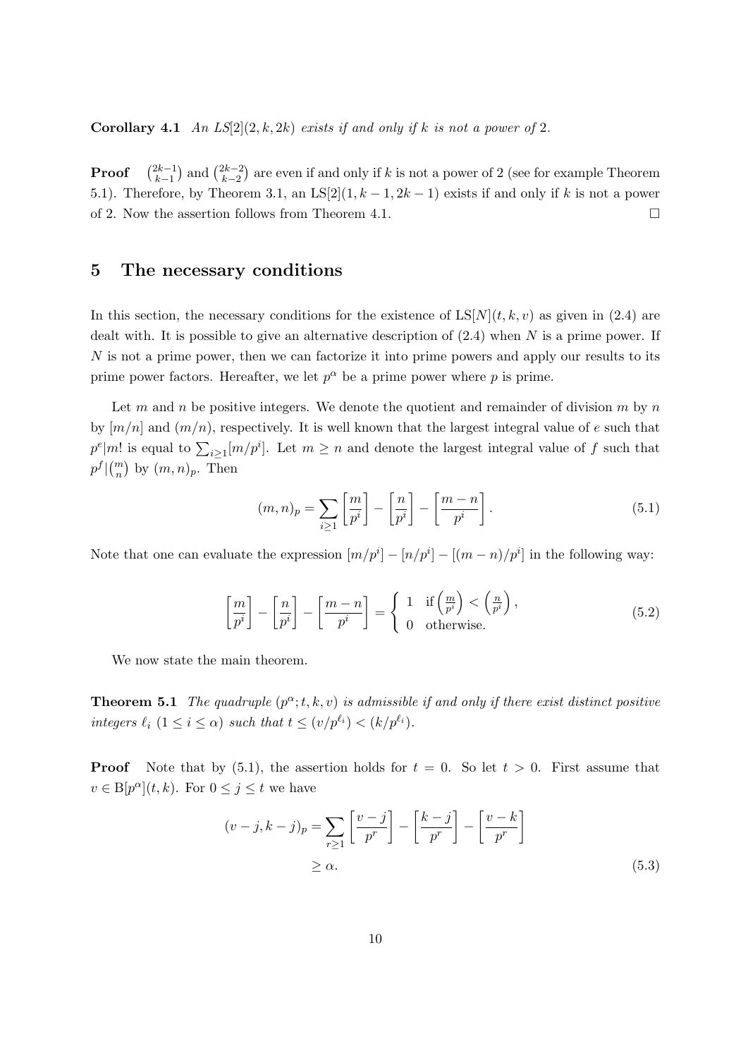**Corollary 4.1** *An LS*[2]$(2, k, 2k)$ *exists if and only if* $k$ *is not a power of* 2.

**Proof** $\binom{2k-1}{k-1}$ and $\binom{2k-2}{k-2}$ are even if and only if $k$ is not a power of 2 (see for example Theorem 5.1). Therefore, by Theorem 3.1, an LS[2]$(1, k-1, 2k-1)$ exists if and only if $k$ is not a power of 2. Now the assertion follows from Theorem 4.1. $\square$

## 5 The necessary conditions

In this section, the necessary conditions for the existence of LS$[N](t, k, v)$ as given in (2.4) are dealt with. It is possible to give an alternative description of (2.4) when $N$ is a prime power. If $N$ is not a prime power, then we can factorize it into prime powers and apply our results to its prime power factors. Hereafter, we let $p^\alpha$ be a prime power where $p$ is prime.

Let $m$ and $n$ be positive integers. We denote the quotient and remainder of division $m$ by $n$ by $[m/n]$ and $(m/n)$, respectively. It is well known that the largest integral value of $e$ such that $p^e | m!$ is equal to $\sum_{i \geq 1} [m/p^i]$. Let $m \geq n$ and denote the largest integral value of $f$ such that $p^f | \binom{m}{n}$ by $(m, n)_p$. Then

$$(m, n)_p = \sum_{i \geq 1} \left[\frac{m}{p^i}\right] - \left[\frac{n}{p^i}\right] - \left[\frac{m-n}{p^i}\right]. \tag{5.1}$$

Note that one can evaluate the expression $[m/p^i] - [n/p^i] - [(m-n)/p^i]$ in the following way:

$$\left[\frac{m}{p^i}\right] - \left[\frac{n}{p^i}\right] - \left[\frac{m-n}{p^i}\right] = \begin{cases} 1 & \text{if} \left(\frac{m}{p^i}\right) < \left(\frac{n}{p^i}\right), \\ 0 & \text{otherwise.} \end{cases} \tag{5.2}$$

We now state the main theorem.

**Theorem 5.1** *The quadruple* $(p^\alpha; t, k, v)$ *is admissible if and only if there exist distinct positive integers* $\ell_i$ $(1 \leq i \leq \alpha)$ *such that* $t \leq (v/p^{\ell_i}) < (k/p^{\ell_i})$.

**Proof** Note that by (5.1), the assertion holds for $t = 0$. So let $t > 0$. First assume that $v \in \mathrm{B}[p^\alpha](t, k)$. For $0 \leq j \leq t$ we have

$$\begin{aligned}
(v-j, k-j)_p &= \sum_{r \geq 1} \left[\frac{v-j}{p^r}\right] - \left[\frac{k-j}{p^r}\right] - \left[\frac{v-k}{p^r}\right] \\
&\geq \alpha.
\end{aligned} \tag{5.3}$$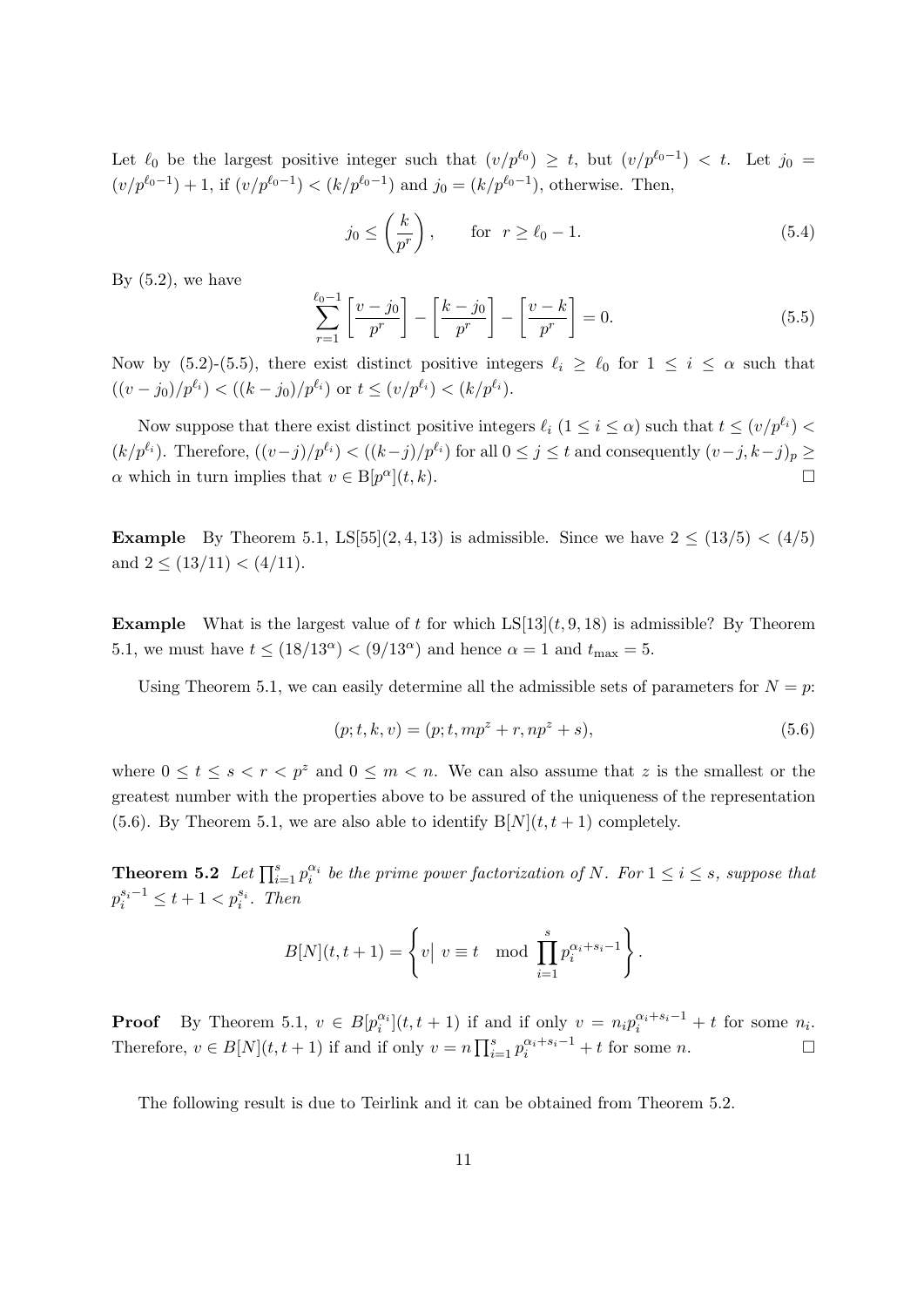Let $\ell_0$ be the largest positive integer such that $(v/p^{\ell_0}) \geq t$, but $(v/p^{\ell_0 - 1}) < t$. Let $j_0 = (v/p^{\ell_0-1}) + 1$, if $(v/p^{\ell_0-1}) < (k/p^{\ell_0-1})$ and $j_0 = (k/p^{\ell_0-1})$, otherwise. Then,

$$j_0 \leq \left(\frac{k}{p^r}\right), \qquad \text{for} \quad r \geq \ell_0 - 1. \tag{5.4}$$

By (5.2), we have

$$\sum_{r=1}^{\ell_0 - 1} \left[\frac{v - j_0}{p^r}\right] - \left[\frac{k - j_0}{p^r}\right] - \left[\frac{v-k}{p^r}\right] = 0. \tag{5.5}$$

Now by (5.2)-(5.5), there exist distinct positive integers $\ell_i \geq \ell_0$ for $1 \leq i \leq \alpha$ such that $((v - j_0)/p^{\ell_i}) < ((k - j_0)/p^{\ell_i})$ or $t \leq (v/p^{\ell_i}) < (k/p^{\ell_i})$.

Now suppose that there exist distinct positive integers $\ell_i$ $(1 \leq i \leq \alpha)$ such that $t \leq (v/p^{\ell_i}) < (k/p^{\ell_i})$. Therefore, $((v-j)/p^{\ell_i}) < ((k-j)/p^{\ell_i})$ for all $0 \leq j \leq t$ and consequently $(v-j, k-j)_p \geq \alpha$ which in turn implies that $v \in \mathrm{B}[p^\alpha](t,k)$. $\square$

**Example** By Theorem 5.1, LS[55](2, 4, 13) is admissible. Since we have $2 \leq (13/5) < (4/5)$ and $2 \leq (13/11) < (4/11)$.

**Example** What is the largest value of $t$ for which LS[13]$(t, 9, 18)$ is admissible? By Theorem 5.1, we must have $t \leq (18/13^\alpha) < (9/13^\alpha)$ and hence $\alpha = 1$ and $t_{\max} = 5$.

Using Theorem 5.1, we can easily determine all the admissible sets of parameters for $N = p$:

$$(p; t, k, v) = (p; t, mp^z + r, np^z + s), \tag{5.6}$$

where $0 \leq t \leq s < r < p^z$ and $0 \leq m < n$. We can also assume that $z$ is the smallest or the greatest number with the properties above to be assured of the uniqueness of the representation (5.6). By Theorem 5.1, we are also able to identify $\mathrm{B}[N](t, t+1)$ completely.

**Theorem 5.2** *Let $\prod_{i=1}^{s} p_i^{\alpha_i}$ be the prime power factorization of $N$. For $1 \leq i \leq s$, suppose that $p_i^{s_i - 1} \leq t + 1 < p_i^{s_i}$. Then*

$$B[N](t, t+1) = \left\{ v \middle| \; v \equiv t \mod \prod_{i=1}^{s} p_i^{\alpha_i + s_i - 1} \right\}.$$

**Proof** By Theorem 5.1, $v \in B[p_i^{\alpha_i}](t, t+1)$ if and only $v = n_i p_i^{\alpha_i + s_i - 1} + t$ for some $n_i$. Therefore, $v \in B[N](t, t+1)$ if and only if $v = n \prod_{i=1}^{s} p_i^{\alpha_i + s_i - 1} + t$ for some $n$. $\square$

The following result is due to Teirlink and it can be obtained from Theorem 5.2.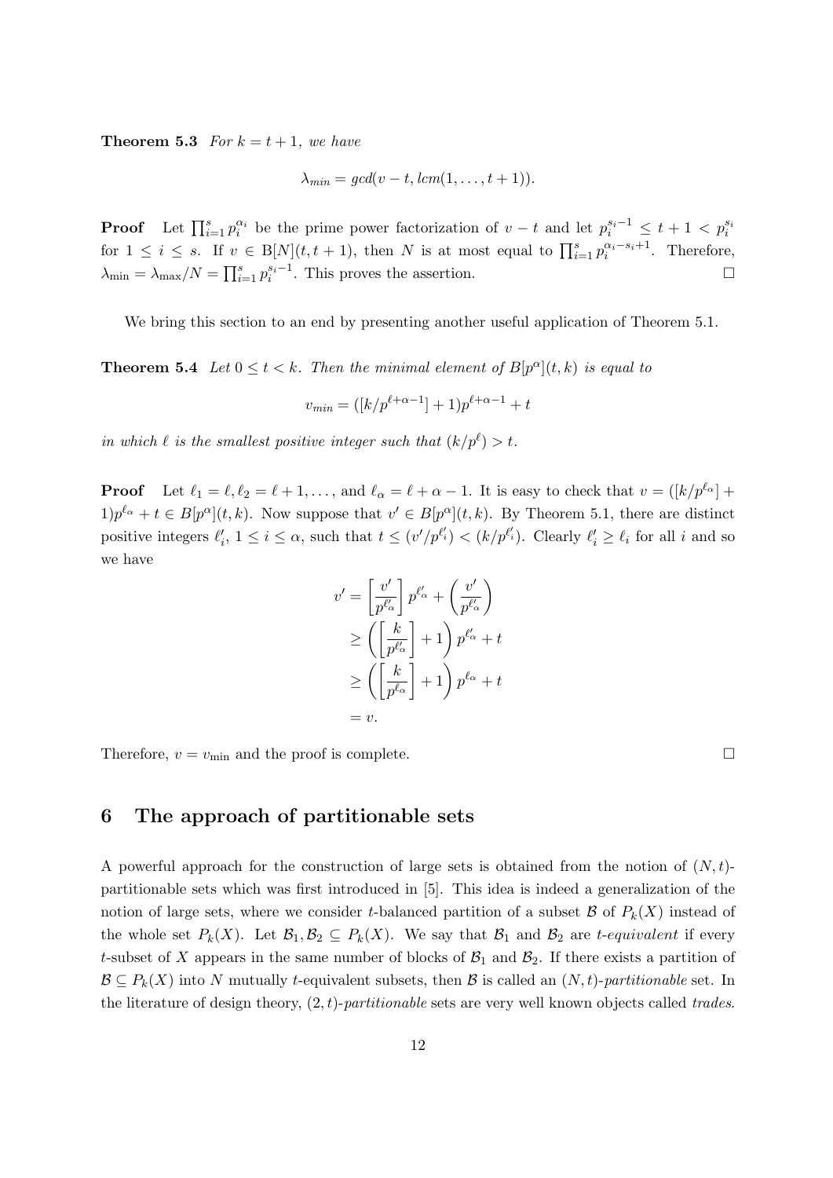**Theorem 5.3** *For $k = t+1$, we have*

$$\lambda_{min} = gcd(v-t, lcm(1, \ldots, t+1)).$$

**Proof** Let $\prod_{i=1}^{s} p_i^{\alpha_i}$ be the prime power factorization of $v-t$ and let $p_i^{s_i-1} \leq t+1 < p_i^{s_i}$ for $1 \leq i \leq s$. If $v \in \mathrm{B}[N](t, t+1)$, then $N$ is at most equal to $\prod_{i=1}^{s} p_i^{\alpha_i - s_i + 1}$. Therefore, $\lambda_{\min} = \lambda_{\max}/N = \prod_{i=1}^{s} p_i^{s_i-1}$. This proves the assertion. □

We bring this section to an end by presenting another useful application of Theorem 5.1.

**Theorem 5.4** *Let $0 \leq t < k$. Then the minimal element of $B[p^\alpha](t,k)$ is equal to*

$$v_{min} = ([k/p^{\ell+\alpha-1}] + 1)p^{\ell+\alpha-1} + t$$

*in which $\ell$ is the smallest positive integer such that $(k/p^\ell) > t$.*

**Proof** Let $\ell_1 = \ell, \ell_2 = \ell+1, \ldots,$ and $\ell_\alpha = \ell + \alpha - 1$. It is easy to check that $v = ([k/p^{\ell_\alpha}] + 1)p^{\ell_\alpha} + t \in B[p^\alpha](t,k)$. Now suppose that $v' \in B[p^\alpha](t,k)$. By Theorem 5.1, there are distinct positive integers $\ell'_i$, $1 \leq i \leq \alpha$, such that $t \leq (v'/p^{\ell'_i}) < (k/p^{\ell'_i})$. Clearly $\ell'_i \geq \ell_i$ for all $i$ and so we have

$$\begin{aligned}
v' &= \left[\frac{v'}{p^{\ell'_\alpha}}\right] p^{\ell'_\alpha} + \left(\frac{v'}{p^{\ell'_\alpha}}\right) \\
&\geq \left(\left[\frac{k}{p^{\ell'_\alpha}}\right] + 1\right) p^{\ell'_\alpha} + t \\
&\geq \left(\left[\frac{k}{p^{\ell_\alpha}}\right] + 1\right) p^{\ell_\alpha} + t \\
&= v.
\end{aligned}$$

Therefore, $v = v_{\min}$ and the proof is complete. □

## 6 The approach of partitionable sets

A powerful approach for the construction of large sets is obtained from the notion of $(N,t)$-partitionable sets which was first introduced in [5]. This idea is indeed a generalization of the notion of large sets, where we consider $t$-balanced partition of a subset $\mathcal{B}$ of $P_k(X)$ instead of the whole set $P_k(X)$. Let $\mathcal{B}_1, \mathcal{B}_2 \subseteq P_k(X)$. We say that $\mathcal{B}_1$ and $\mathcal{B}_2$ are *$t$-equivalent* if every $t$-subset of $X$ appears in the same number of blocks of $\mathcal{B}_1$ and $\mathcal{B}_2$. If there exists a partition of $\mathcal{B} \subseteq P_k(X)$ into $N$ mutually $t$-equivalent subsets, then $\mathcal{B}$ is called an *$(N,t)$-partitionable* set. In the literature of design theory, *$(2,t)$-partitionable* sets are very well known objects called *trades*.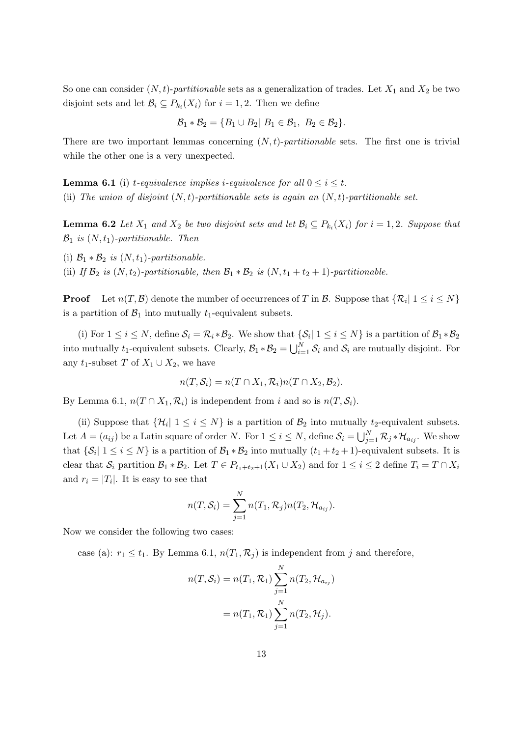So one can consider $(N,t)$-*partitionable* sets as a generalization of trades. Let $X_1$ and $X_2$ be two disjoint sets and let $\mathcal{B}_i \subseteq P_{k_i}(X_i)$ for $i = 1, 2$. Then we define

$$\mathcal{B}_1 * \mathcal{B}_2 = \{B_1 \cup B_2 | \ B_1 \in \mathcal{B}_1,\ B_2 \in \mathcal{B}_2\}.$$

There are two important lemmas concerning $(N,t)$-*partitionable* sets. The first one is trivial while the other one is a very unexpected.

**Lemma 6.1** (i) *$t$-equivalence implies $i$-equivalence for all $0 \leq i \leq t$.*
(ii) *The union of disjoint $(N,t)$-partitionable sets is again an $(N,t)$-partitionable set.*

**Lemma 6.2** *Let $X_1$ and $X_2$ be two disjoint sets and let $\mathcal{B}_i \subseteq P_{k_i}(X_i)$ for $i = 1, 2$. Suppose that $\mathcal{B}_1$ is $(N,t_1)$-partitionable. Then*

(i) *$\mathcal{B}_1 * \mathcal{B}_2$ is $(N,t_1)$-partitionable.*
(ii) *If $\mathcal{B}_2$ is $(N,t_2)$-partitionable, then $\mathcal{B}_1 * \mathcal{B}_2$ is $(N,t_1+t_2+1)$-partitionable.*

**Proof** Let $n(T,\mathcal{B})$ denote the number of occurrences of $T$ in $\mathcal{B}$. Suppose that $\{\mathcal{R}_i | \ 1 \leq i \leq N\}$ is a partition of $\mathcal{B}_1$ into mutually $t_1$-equivalent subsets.

(i) For $1 \leq i \leq N$, define $\mathcal{S}_i = \mathcal{R}_i * \mathcal{B}_2$. We show that $\{\mathcal{S}_i | \ 1 \leq i \leq N\}$ is a partition of $\mathcal{B}_1 * \mathcal{B}_2$ into mutually $t_1$-equivalent subsets. Clearly, $\mathcal{B}_1 * \mathcal{B}_2 = \bigcup_{i=1}^{N} \mathcal{S}_i$ and $\mathcal{S}_i$ are mutually disjoint. For any $t_1$-subset $T$ of $X_1 \cup X_2$, we have

$$n(T,\mathcal{S}_i) = n(T \cap X_1, \mathcal{R}_i)n(T \cap X_2, \mathcal{B}_2).$$

By Lemma 6.1, $n(T \cap X_1, \mathcal{R}_i)$ is independent from $i$ and so is $n(T,\mathcal{S}_i)$.

(ii) Suppose that $\{\mathcal{H}_i | \ 1 \leq i \leq N\}$ is a partition of $\mathcal{B}_2$ into mutually $t_2$-equivalent subsets. Let $A = (a_{ij})$ be a Latin square of order $N$. For $1 \leq i \leq N$, define $\mathcal{S}_i = \bigcup_{j=1}^{N} \mathcal{R}_j * \mathcal{H}_{a_{ij}}$. We show that $\{\mathcal{S}_i | \ 1 \leq i \leq N\}$ is a partition of $\mathcal{B}_1 * \mathcal{B}_2$ into mutually $(t_1+t_2+1)$-equivalent subsets. It is clear that $\mathcal{S}_i$ partition $\mathcal{B}_1 * \mathcal{B}_2$. Let $T \in P_{t_1+t_2+1}(X_1 \cup X_2)$ and for $1 \leq i \leq 2$ define $T_i = T \cap X_i$ and $r_i = |T_i|$. It is easy to see that

$$n(T,\mathcal{S}_i) = \sum_{j=1}^{N} n(T_1,\mathcal{R}_j)n(T_2,\mathcal{H}_{a_{ij}}).$$

Now we consider the following two cases:

case (a): $r_1 \leq t_1$. By Lemma 6.1, $n(T_1,\mathcal{R}_j)$ is independent from $j$ and therefore,

$$\begin{aligned} n(T,\mathcal{S}_i) &= n(T_1,\mathcal{R}_1)\sum_{j=1}^{N} n(T_2,\mathcal{H}_{a_{ij}}) \\ &= n(T_1,\mathcal{R}_1)\sum_{j=1}^{N} n(T_2,\mathcal{H}_j). \end{aligned}$$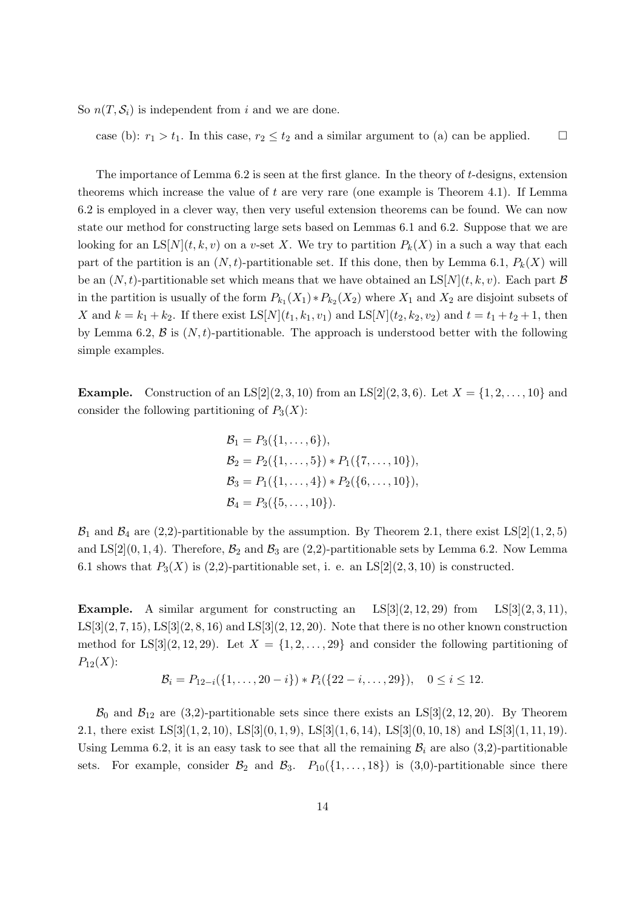So $n(T, \mathcal{S}_i)$ is independent from $i$ and we are done.

case (b): $r_1 > t_1$. In this case, $r_2 \leq t_2$ and a similar argument to (a) can be applied. $\square$

The importance of Lemma 6.2 is seen at the first glance. In the theory of $t$-designs, extension theorems which increase the value of $t$ are very rare (one example is Theorem 4.1). If Lemma 6.2 is employed in a clever way, then very useful extension theorems can be found. We can now state our method for constructing large sets based on Lemmas 6.1 and 6.2. Suppose that we are looking for an $\text{LS}[N](t, k, v)$ on a $v$-set $X$. We try to partition $P_k(X)$ in a such a way that each part of the partition is an $(N, t)$-partitionable set. If this done, then by Lemma 6.1, $P_k(X)$ will be an $(N, t)$-partitionable set which means that we have obtained an $\text{LS}[N](t, k, v)$. Each part $\mathcal{B}$ in the partition is usually of the form $P_{k_1}(X_1) * P_{k_2}(X_2)$ where $X_1$ and $X_2$ are disjoint subsets of $X$ and $k = k_1 + k_2$. If there exist $\text{LS}[N](t_1, k_1, v_1)$ and $\text{LS}[N](t_2, k_2, v_2)$ and $t = t_1 + t_2 + 1$, then by Lemma 6.2, $\mathcal{B}$ is $(N, t)$-partitionable. The approach is understood better with the following simple examples.

**Example.** Construction of an $\text{LS}[2](2, 3, 10)$ from an $\text{LS}[2](2, 3, 6)$. Let $X = \{1, 2, \ldots, 10\}$ and consider the following partitioning of $P_3(X)$:

$$
\begin{aligned}
\mathcal{B}_1 &= P_3(\{1, \ldots, 6\}), \\
\mathcal{B}_2 &= P_2(\{1, \ldots, 5\}) * P_1(\{7, \ldots, 10\}), \\
\mathcal{B}_3 &= P_1(\{1, \ldots, 4\}) * P_2(\{6, \ldots, 10\}), \\
\mathcal{B}_4 &= P_3(\{5, \ldots, 10\}).
\end{aligned}
$$

$\mathcal{B}_1$ and $\mathcal{B}_4$ are (2,2)-partitionable by the assumption. By Theorem 2.1, there exist $\text{LS}[2](1, 2, 5)$ and $\text{LS}[2](0, 1, 4)$. Therefore, $\mathcal{B}_2$ and $\mathcal{B}_3$ are (2,2)-partitionable sets by Lemma 6.2. Now Lemma 6.1 shows that $P_3(X)$ is (2,2)-partitionable set, i. e. an $\text{LS}[2](2, 3, 10)$ is constructed.

**Example.** A similar argument for constructing an $\text{LS}[3](2, 12, 29)$ from $\text{LS}[3](2, 3, 11)$, $\text{LS}[3](2, 7, 15)$, $\text{LS}[3](2, 8, 16)$ and $\text{LS}[3](2, 12, 20)$. Note that there is no other known construction method for $\text{LS}[3](2, 12, 29)$. Let $X = \{1, 2, \ldots, 29\}$ and consider the following partitioning of $P_{12}(X)$:

$$
\mathcal{B}_i = P_{12-i}(\{1, \ldots, 20 - i\}) * P_i(\{22 - i, \ldots, 29\}), \quad 0 \leq i \leq 12.
$$

$\mathcal{B}_0$ and $\mathcal{B}_{12}$ are (3,2)-partitionable sets since there exists an $\text{LS}[3](2, 12, 20)$. By Theorem 2.1, there exist $\text{LS}[3](1, 2, 10)$, $\text{LS}[3](0, 1, 9)$, $\text{LS}[3](1, 6, 14)$, $\text{LS}[3](0, 10, 18)$ and $\text{LS}[3](1, 11, 19)$. Using Lemma 6.2, it is an easy task to see that all the remaining $\mathcal{B}_i$ are also (3,2)-partitionable sets. For example, consider $\mathcal{B}_2$ and $\mathcal{B}_3$. $P_{10}(\{1, \ldots, 18\})$ is (3,0)-partitionable since there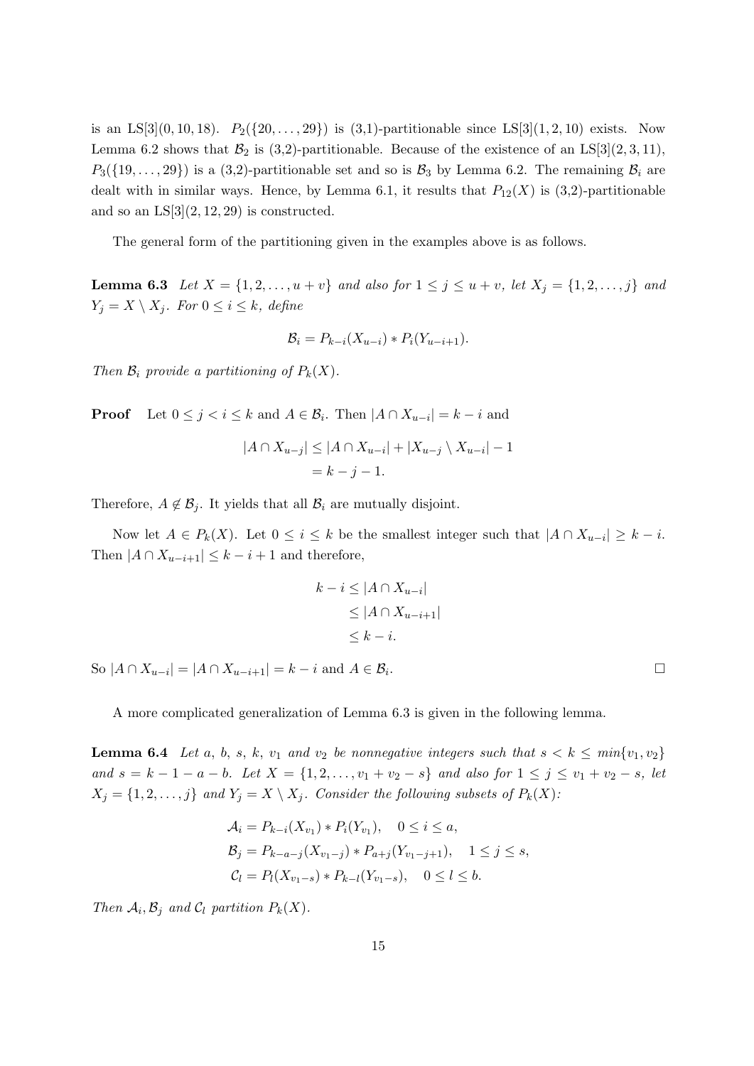is an LS[3]$(0, 10, 18)$. $P_2(\{20, \ldots, 29\})$ is (3,1)-partitionable since LS[3]$(1, 2, 10)$ exists. Now Lemma 6.2 shows that $\mathcal{B}_2$ is (3,2)-partitionable. Because of the existence of an LS[3]$(2, 3, 11)$, $P_3(\{19, \ldots, 29\})$ is a (3,2)-partitionable set and so is $\mathcal{B}_3$ by Lemma 6.2. The remaining $\mathcal{B}_i$ are dealt with in similar ways. Hence, by Lemma 6.1, it results that $P_{12}(X)$ is (3,2)-partitionable and so an LS[3]$(2, 12, 29)$ is constructed.

The general form of the partitioning given in the examples above is as follows.

**Lemma 6.3** *Let $X = \{1, 2, \ldots, u + v\}$ and also for $1 \le j \le u + v$, let $X_j = \{1, 2, \ldots, j\}$ and $Y_j = X \setminus X_j$. For $0 \le i \le k$, define*

$$\mathcal{B}_i = P_{k-i}(X_{u-i}) * P_i(Y_{u-i+1}).$$

*Then $\mathcal{B}_i$ provide a partitioning of $P_k(X)$.*

**Proof** Let $0 \le j < i \le k$ and $A \in \mathcal{B}_i$. Then $|A \cap X_{u-i}| = k - i$ and

$$\begin{aligned} |A \cap X_{u-j}| &\le |A \cap X_{u-i}| + |X_{u-j} \setminus X_{u-i}| - 1 \\ &= k - j - 1. \end{aligned}$$

Therefore, $A \notin \mathcal{B}_j$. It yields that all $\mathcal{B}_i$ are mutually disjoint.

Now let $A \in P_k(X)$. Let $0 \le i \le k$ be the smallest integer such that $|A \cap X_{u-i}| \ge k - i$. Then $|A \cap X_{u-i+1}| \le k - i + 1$ and therefore,

$$\begin{aligned} k - i &\le |A \cap X_{u-i}| \\ &\le |A \cap X_{u-i+1}| \\ &\le k - i. \end{aligned}$$

So $|A \cap X_{u-i}| = |A \cap X_{u-i+1}| = k - i$ and $A \in \mathcal{B}_i$. □

A more complicated generalization of Lemma 6.3 is given in the following lemma.

**Lemma 6.4** *Let $a$, $b$, $s$, $k$, $v_1$ and $v_2$ be nonnegative integers such that $s < k \le min\{v_1, v_2\}$ and $s = k - 1 - a - b$. Let $X = \{1, 2, \ldots, v_1 + v_2 - s\}$ and also for $1 \le j \le v_1 + v_2 - s$, let $X_j = \{1, 2, \ldots, j\}$ and $Y_j = X \setminus X_j$. Consider the following subsets of $P_k(X)$:*

$$\begin{aligned} \mathcal{A}_i &= P_{k-i}(X_{v_1}) * P_i(Y_{v_1}), \quad 0 \le i \le a, \\ \mathcal{B}_j &= P_{k-a-j}(X_{v_1-j}) * P_{a+j}(Y_{v_1-j+1}), \quad 1 \le j \le s, \\ \mathcal{C}_l &= P_l(X_{v_1-s}) * P_{k-l}(Y_{v_1-s}), \quad 0 \le l \le b. \end{aligned}$$

*Then $\mathcal{A}_i, \mathcal{B}_j$ and $\mathcal{C}_l$ partition $P_k(X)$.*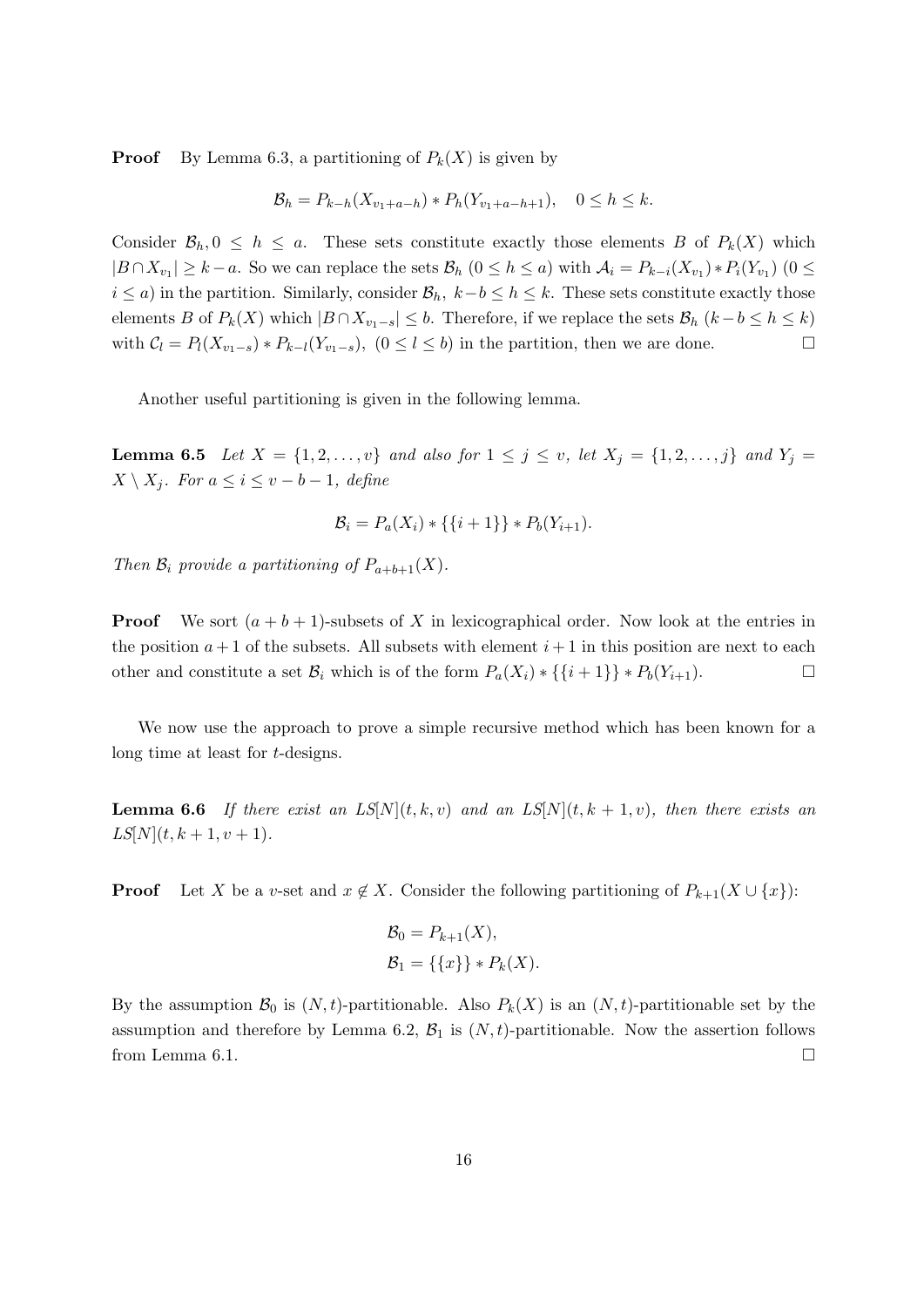**Proof** By Lemma 6.3, a partitioning of $P_k(X)$ is given by

$$\mathcal{B}_h = P_{k-h}(X_{v_1+a-h}) * P_h(Y_{v_1+a-h+1}), \quad 0 \leq h \leq k.$$

Consider $\mathcal{B}_h, 0 \leq h \leq a$. These sets constitute exactly those elements $B$ of $P_k(X)$ which $|B \cap X_{v_1}| \geq k-a$. So we can replace the sets $\mathcal{B}_h$ $(0 \leq h \leq a)$ with $\mathcal{A}_i = P_{k-i}(X_{v_1}) * P_i(Y_{v_1})$ $(0 \leq i \leq a)$ in the partition. Similarly, consider $\mathcal{B}_h$, $k-b \leq h \leq k$. These sets constitute exactly those elements $B$ of $P_k(X)$ which $|B \cap X_{v_1-s}| \leq b$. Therefore, if we replace the sets $\mathcal{B}_h$ $(k-b \leq h \leq k)$ with $\mathcal{C}_l = P_l(X_{v_1-s}) * P_{k-l}(Y_{v_1-s})$, $(0 \leq l \leq b)$ in the partition, then we are done. $\square$

Another useful partitioning is given in the following lemma.

**Lemma 6.5** *Let $X = \{1, 2, \ldots, v\}$ and also for $1 \leq j \leq v$, let $X_j = \{1, 2, \ldots, j\}$ and $Y_j = X \setminus X_j$. For $a \leq i \leq v-b-1$, define*

$$\mathcal{B}_i = P_a(X_i) * \{\{i+1\}\} * P_b(Y_{i+1}).$$

*Then $\mathcal{B}_i$ provide a partitioning of $P_{a+b+1}(X)$.*

**Proof** We sort $(a+b+1)$-subsets of $X$ in lexicographical order. Now look at the entries in the position $a+1$ of the subsets. All subsets with element $i+1$ in this position are next to each other and constitute a set $\mathcal{B}_i$ which is of the form $P_a(X_i) * \{\{i+1\}\} * P_b(Y_{i+1})$. $\square$

We now use the approach to prove a simple recursive method which has been known for a long time at least for $t$-designs.

**Lemma 6.6** *If there exist an $LS[N](t, k, v)$ and an $LS[N](t, k+1, v)$, then there exists an $LS[N](t, k+1, v+1)$.*

**Proof** Let $X$ be a $v$-set and $x \notin X$. Consider the following partitioning of $P_{k+1}(X \cup \{x\})$:

$$\mathcal{B}_0 = P_{k+1}(X),$$
$$\mathcal{B}_1 = \{\{x\}\} * P_k(X).$$

By the assumption $\mathcal{B}_0$ is $(N, t)$-partitionable. Also $P_k(X)$ is an $(N, t)$-partitionable set by the assumption and therefore by Lemma 6.2, $\mathcal{B}_1$ is $(N, t)$-partitionable. Now the assertion follows from Lemma 6.1. $\square$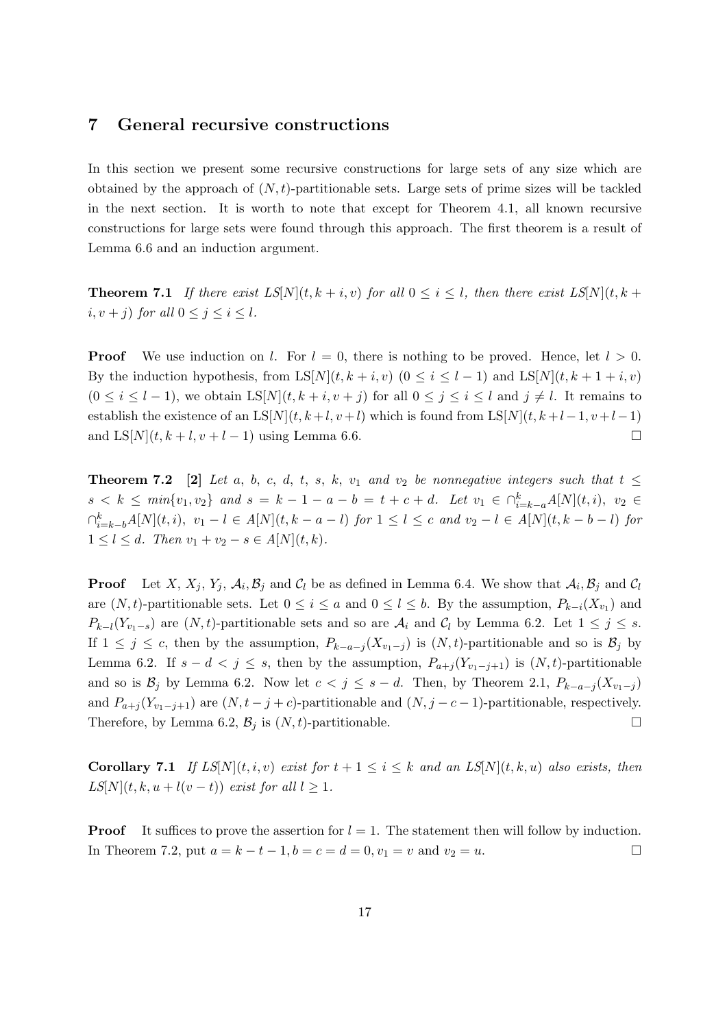## 7 General recursive constructions

In this section we present some recursive constructions for large sets of any size which are obtained by the approach of $(N,t)$-partitionable sets. Large sets of prime sizes will be tackled in the next section. It is worth to note that except for Theorem 4.1, all known recursive constructions for large sets were found through this approach. The first theorem is a result of Lemma 6.6 and an induction argument.

**Theorem 7.1** *If there exist LS*$[N](t,k+i,v)$ *for all* $0 \le i \le l$*, then there exist LS*$[N](t,k+i,v+j)$ *for all* $0 \le j \le i \le l$*.*

**Proof** We use induction on $l$. For $l=0$, there is nothing to be proved. Hence, let $l>0$. By the induction hypothesis, from LS$[N](t,k+i,v)$ $(0 \le i \le l-1)$ and LS$[N](t,k+1+i,v)$ $(0 \le i \le l-1)$, we obtain LS$[N](t,k+i,v+j)$ for all $0 \le j \le i \le l$ and $j \ne l$. It remains to establish the existence of an LS$[N](t,k+l,v+l)$ which is found from LS$[N](t,k+l-1,v+l-1)$ and LS$[N](t,k+l,v+l-1)$ using Lemma 6.6. □

**Theorem 7.2** **[2]** *Let* $a$*,* $b$*,* $c$*,* $d$*,* $t$*,* $s$*,* $k$*,* $v_1$ *and* $v_2$ *be nonnegative integers such that* $t \le s < k \le min\{v_1,v_2\}$ *and* $s = k-1-a-b = t+c+d$*. Let* $v_1 \in \cap_{i=k-a}^{k} A[N](t,i)$*,* $v_2 \in \cap_{i=k-b}^{k} A[N](t,i)$*,* $v_1 - l \in A[N](t,k-a-l)$ *for* $1 \le l \le c$ *and* $v_2 - l \in A[N](t,k-b-l)$ *for* $1 \le l \le d$*. Then* $v_1 + v_2 - s \in A[N](t,k)$*.*

**Proof** Let $X$, $X_j$, $Y_j$, $\mathcal{A}_i, \mathcal{B}_j$ and $\mathcal{C}_l$ be as defined in Lemma 6.4. We show that $\mathcal{A}_i, \mathcal{B}_j$ and $\mathcal{C}_l$ are $(N,t)$-partitionable sets. Let $0 \le i \le a$ and $0 \le l \le b$. By the assumption, $P_{k-i}(X_{v_1})$ and $P_{k-l}(Y_{v_1-s})$ are $(N,t)$-partitionable sets and so are $\mathcal{A}_i$ and $\mathcal{C}_l$ by Lemma 6.2. Let $1 \le j \le s$. If $1 \le j \le c$, then by the assumption, $P_{k-a-j}(X_{v_1-j})$ is $(N,t)$-partitionable and so is $\mathcal{B}_j$ by Lemma 6.2. If $s-d < j \le s$, then by the assumption, $P_{a+j}(Y_{v_1-j+1})$ is $(N,t)$-partitionable and so is $\mathcal{B}_j$ by Lemma 6.2. Now let $c < j \le s-d$. Then, by Theorem 2.1, $P_{k-a-j}(X_{v_1-j})$ and $P_{a+j}(Y_{v_1-j+1})$ are $(N,t-j+c)$-partitionable and $(N,j-c-1)$-partitionable, respectively. Therefore, by Lemma 6.2, $\mathcal{B}_j$ is $(N,t)$-partitionable. □

**Corollary 7.1** *If LS*$[N](t,i,v)$ *exist for* $t+1 \le i \le k$ *and an LS*$[N](t,k,u)$ *also exists, then LS*$[N](t,k,u+l(v-t))$ *exist for all* $l \ge 1$*.*

**Proof** It suffices to prove the assertion for $l=1$. The statement then will follow by induction. In Theorem 7.2, put $a=k-t-1, b=c=d=0, v_1=v$ and $v_2=u$. □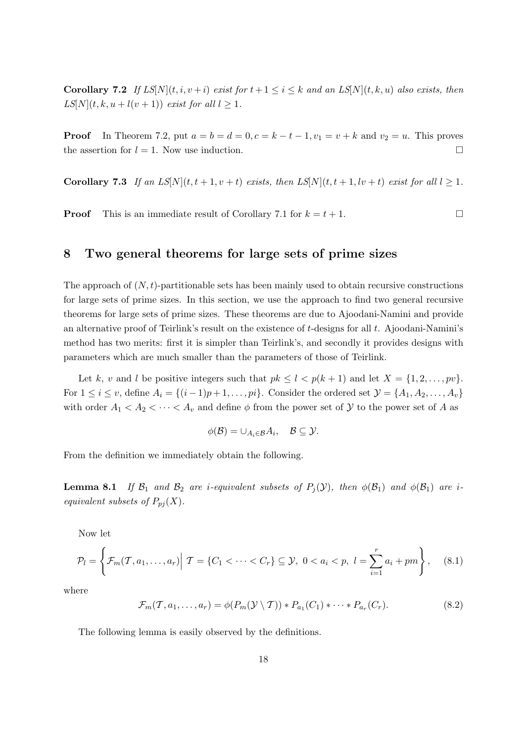**Corollary 7.2** *If LS*$[N](t,i,v+i)$ *exist for* $t+1 \le i \le k$ *and an LS*$[N](t,k,u)$ *also exists, then LS*$[N](t,k,u+l(v+1))$ *exist for all* $l \ge 1$.

**Proof** In Theorem 7.2, put $a=b=d=0, c=k-t-1, v_1=v+k$ and $v_2=u$. This proves the assertion for $l=1$. Now use induction. □

**Corollary 7.3** *If an LS*$[N](t,t+1,v+t)$ *exists, then LS*$[N](t,t+1,lv+t)$ *exist for all* $l \ge 1$.

**Proof** This is an immediate result of Corollary 7.1 for $k=t+1$. □

## 8 Two general theorems for large sets of prime sizes

The approach of $(N,t)$-partitionable sets has been mainly used to obtain recursive constructions for large sets of prime sizes. In this section, we use the approach to find two general recursive theorems for large sets of prime sizes. These theorems are due to Ajoodani-Namini and provide an alternative proof of Teirlink's result on the existence of $t$-designs for all $t$. Ajoodani-Namini's method has two merits: first it is simpler than Teirlink's, and secondly it provides designs with parameters which are much smaller than the parameters of those of Teirlink.

Let $k$, $v$ and $l$ be positive integers such that $pk \le l < p(k+1)$ and let $X=\{1,2,\ldots,pv\}$. For $1 \le i \le v$, define $A_i=\{(i-1)p+1,\ldots,pi\}$. Consider the ordered set $\mathcal{Y}=\{A_1,A_2,\ldots,A_v\}$ with order $A_1 < A_2 < \cdots < A_v$ and define $\phi$ from the power set of $\mathcal{Y}$ to the power set of $A$ as

$$\phi(\mathcal{B}) = \cup_{A_i \in \mathcal{B}} A_i, \quad \mathcal{B} \subseteq \mathcal{Y}.$$

From the definition we immediately obtain the following.

**Lemma 8.1** *If* $\mathcal{B}_1$ *and* $\mathcal{B}_2$ *are i-equivalent subsets of* $P_j(\mathcal{Y})$, *then* $\phi(\mathcal{B}_1)$ *and* $\phi(\mathcal{B}_1)$ *are i-equivalent subsets of* $P_{pj}(X)$.

Now let

$$\mathcal{P}_l = \left\{ \mathcal{F}_m(\mathcal{T},a_1,\ldots,a_r) \Big| \; \mathcal{T}=\{C_1<\cdots<C_r\} \subseteq \mathcal{Y},\ 0<a_i<p,\ l=\sum_{i=1}^{r} a_i + pm \right\}, \quad (8.1)$$

where

$$\mathcal{F}_m(\mathcal{T},a_1,\ldots,a_r) = \phi(P_m(\mathcal{Y}\setminus\mathcal{T})) * P_{a_1}(C_1) * \cdots * P_{a_r}(C_r). \quad (8.2)$$

The following lemma is easily observed by the definitions.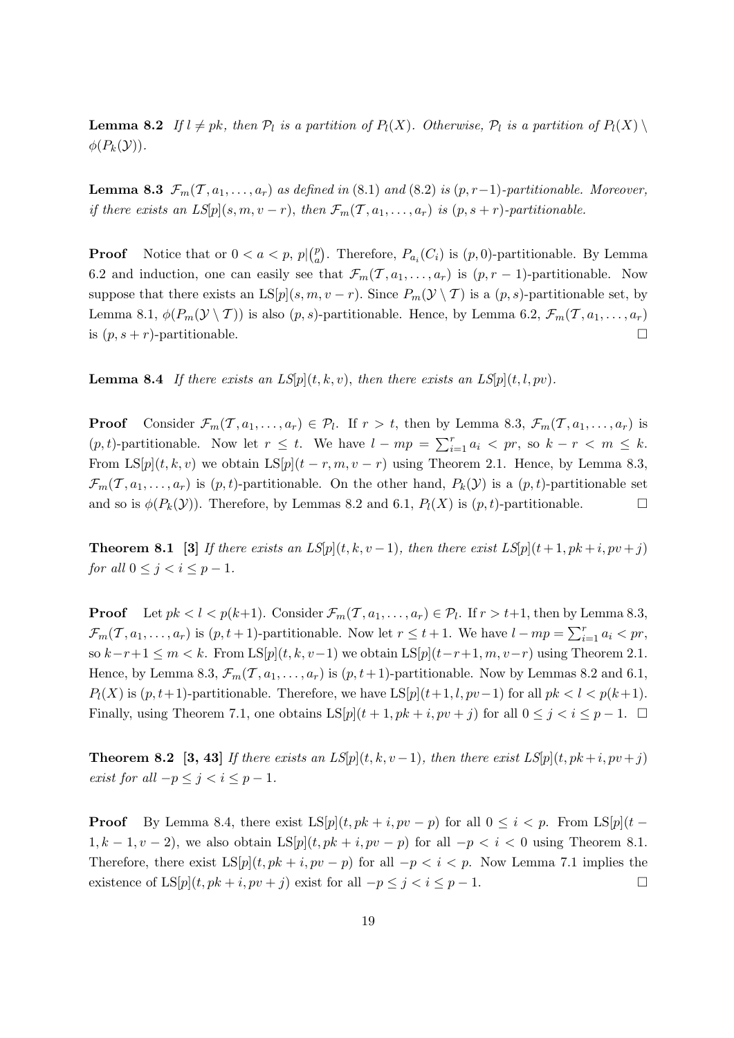**Lemma 8.2** *If $l \neq pk$, then $\mathcal{P}_l$ is a partition of $P_l(X)$. Otherwise, $\mathcal{P}_l$ is a partition of $P_l(X) \setminus \phi(P_k(\mathcal{Y}))$.*

**Lemma 8.3** *$\mathcal{F}_m(\mathcal{T}, a_1, \ldots, a_r)$ as defined in (8.1) and (8.2) is $(p, r-1)$-partitionable. Moreover, if there exists an LS[p]$(s, m, v-r)$, then $\mathcal{F}_m(\mathcal{T}, a_1, \ldots, a_r)$ is $(p, s+r)$-partitionable.*

**Proof** Notice that or $0 < a < p$, $p|\binom{p}{a}$. Therefore, $P_{a_i}(C_i)$ is $(p, 0)$-partitionable. By Lemma 6.2 and induction, one can easily see that $\mathcal{F}_m(\mathcal{T}, a_1, \ldots, a_r)$ is $(p, r-1)$-partitionable. Now suppose that there exists an LS[p]$(s, m, v-r)$. Since $P_m(\mathcal{Y} \setminus \mathcal{T})$ is a $(p, s)$-partitionable set, by Lemma 8.1, $\phi(P_m(\mathcal{Y} \setminus \mathcal{T}))$ is also $(p, s)$-partitionable. Hence, by Lemma 6.2, $\mathcal{F}_m(\mathcal{T}, a_1, \ldots, a_r)$ is $(p, s+r)$-partitionable. $\square$

**Lemma 8.4** *If there exists an LS[p]$(t, k, v)$, then there exists an LS[p]$(t, l, pv)$.*

**Proof** Consider $\mathcal{F}_m(\mathcal{T}, a_1, \ldots, a_r) \in \mathcal{P}_l$. If $r > t$, then by Lemma 8.3, $\mathcal{F}_m(\mathcal{T}, a_1, \ldots, a_r)$ is $(p, t)$-partitionable. Now let $r \leq t$. We have $l - mp = \sum_{i=1}^{r} a_i < pr$, so $k - r < m \leq k$. From LS[p]$(t, k, v)$ we obtain LS[p]$(t-r, m, v-r)$ using Theorem 2.1. Hence, by Lemma 8.3, $\mathcal{F}_m(\mathcal{T}, a_1, \ldots, a_r)$ is $(p, t)$-partitionable. On the other hand, $P_k(\mathcal{Y})$ is a $(p, t)$-partitionable set and so is $\phi(P_k(\mathcal{Y}))$. Therefore, by Lemmas 8.2 and 6.1, $P_l(X)$ is $(p, t)$-partitionable. $\square$

**Theorem 8.1** **[3]** *If there exists an LS[p]$(t, k, v-1)$, then there exist LS[p]$(t+1, pk+i, pv+j)$ for all $0 \leq j < i \leq p-1$.*

**Proof** Let $pk < l < p(k+1)$. Consider $\mathcal{F}_m(\mathcal{T}, a_1, \ldots, a_r) \in \mathcal{P}_l$. If $r > t+1$, then by Lemma 8.3, $\mathcal{F}_m(\mathcal{T}, a_1, \ldots, a_r)$ is $(p, t+1)$-partitionable. Now let $r \leq t+1$. We have $l - mp = \sum_{i=1}^{r} a_i < pr$, so $k-r+1 \leq m < k$. From LS[p]$(t, k, v-1)$ we obtain LS[p]$(t-r+1, m, v-r)$ using Theorem 2.1. Hence, by Lemma 8.3, $\mathcal{F}_m(\mathcal{T}, a_1, \ldots, a_r)$ is $(p, t+1)$-partitionable. Now by Lemmas 8.2 and 6.1, $P_l(X)$ is $(p, t+1)$-partitionable. Therefore, we have LS[p]$(t+1, l, pv-1)$ for all $pk < l < p(k+1)$. Finally, using Theorem 7.1, one obtains LS[p]$(t+1, pk+i, pv+j)$ for all $0 \leq j < i \leq p-1$. $\square$

**Theorem 8.2** **[3, 43]** *If there exists an LS[p]$(t, k, v-1)$, then there exist LS[p]$(t, pk+i, pv+j)$ exist for all $-p \leq j < i \leq p-1$.*

**Proof** By Lemma 8.4, there exist LS[p]$(t, pk+i, pv-p)$ for all $0 \leq i < p$. From LS[p]$(t-1, k-1, v-2)$, we also obtain LS[p]$(t, pk+i, pv-p)$ for all $-p < i < 0$ using Theorem 8.1. Therefore, there exist LS[p]$(t, pk+i, pv-p)$ for all $-p < i < p$. Now Lemma 7.1 implies the existence of LS[p]$(t, pk+i, pv+j)$ exist for all $-p \leq j < i \leq p-1$. $\square$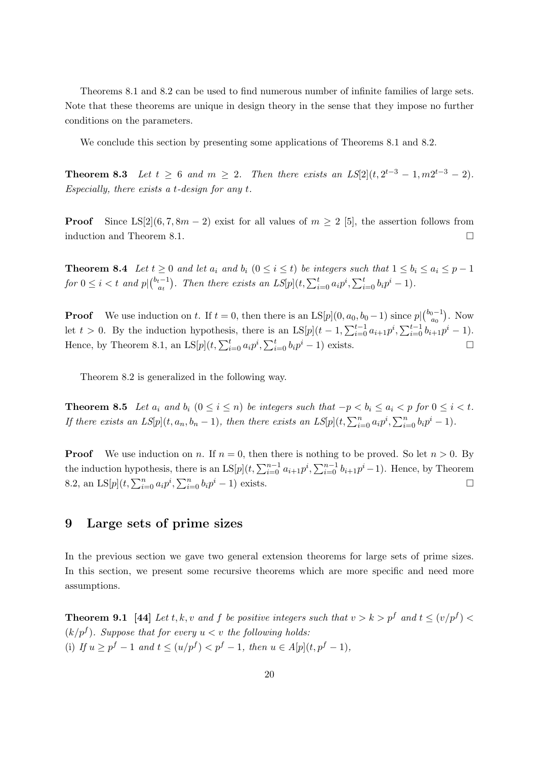Theorems 8.1 and 8.2 can be used to find numerous number of infinite families of large sets. Note that these theorems are unique in design theory in the sense that they impose no further conditions on the parameters.

We conclude this section by presenting some applications of Theorems 8.1 and 8.2.

**Theorem 8.3** *Let $t \geq 6$ and $m \geq 2$. Then there exists an LS[2]$(t, 2^{t-3} - 1, m2^{t-3} - 2)$. Especially, there exists a $t$-design for any $t$.*

**Proof** Since LS[2]$(6, 7, 8m - 2)$ exist for all values of $m \geq 2$ [5], the assertion follows from induction and Theorem 8.1. □

**Theorem 8.4** *Let $t \geq 0$ and let $a_i$ and $b_i$ $(0 \leq i \leq t)$ be integers such that $1 \leq b_i \leq a_i \leq p - 1$ for $0 \leq i < t$ and $p | \binom{b_t - 1}{a_t}$. Then there exists an LS[p]$(t, \sum_{i=0}^{t} a_i p^i, \sum_{i=0}^{t} b_i p^i - 1)$.*

**Proof** We use induction on $t$. If $t = 0$, then there is an LS[p]$(0, a_0, b_0 - 1)$ since $p | \binom{b_0 - 1}{a_0}$. Now let $t > 0$. By the induction hypothesis, there is an LS[p]$(t - 1, \sum_{i=0}^{t-1} a_{i+1} p^i, \sum_{i=0}^{t-1} b_{i+1} p^i - 1)$. Hence, by Theorem 8.1, an LS[p]$(t, \sum_{i=0}^{t} a_i p^i, \sum_{i=0}^{t} b_i p^i - 1)$ exists. □

Theorem 8.2 is generalized in the following way.

**Theorem 8.5** *Let $a_i$ and $b_i$ $(0 \leq i \leq n)$ be integers such that $-p < b_i \leq a_i < p$ for $0 \leq i < t$. If there exists an LS[p]$(t, a_n, b_n - 1)$, then there exists an LS[p]$(t, \sum_{i=0}^{n} a_i p^i, \sum_{i=0}^{n} b_i p^i - 1)$.*

**Proof** We use induction on $n$. If $n = 0$, then there is nothing to be proved. So let $n > 0$. By the induction hypothesis, there is an LS[p]$(t, \sum_{i=0}^{n-1} a_{i+1} p^i, \sum_{i=0}^{n-1} b_{i+1} p^i - 1)$. Hence, by Theorem 8.2, an LS[p]$(t, \sum_{i=0}^{n} a_i p^i, \sum_{i=0}^{n} b_i p^i - 1)$ exists. □

## 9 Large sets of prime sizes

In the previous section we gave two general extension theorems for large sets of prime sizes. In this section, we present some recursive theorems which are more specific and need more assumptions.

**Theorem 9.1 [44]** *Let $t, k, v$ and $f$ be positive integers such that $v > k > p^f$ and $t \leq (v/p^f) < (k/p^f)$. Suppose that for every $u < v$ the following holds:*
(i) *If $u \geq p^f - 1$ and $t \leq (u/p^f) < p^f - 1$, then $u \in A[p](t, p^f - 1)$,*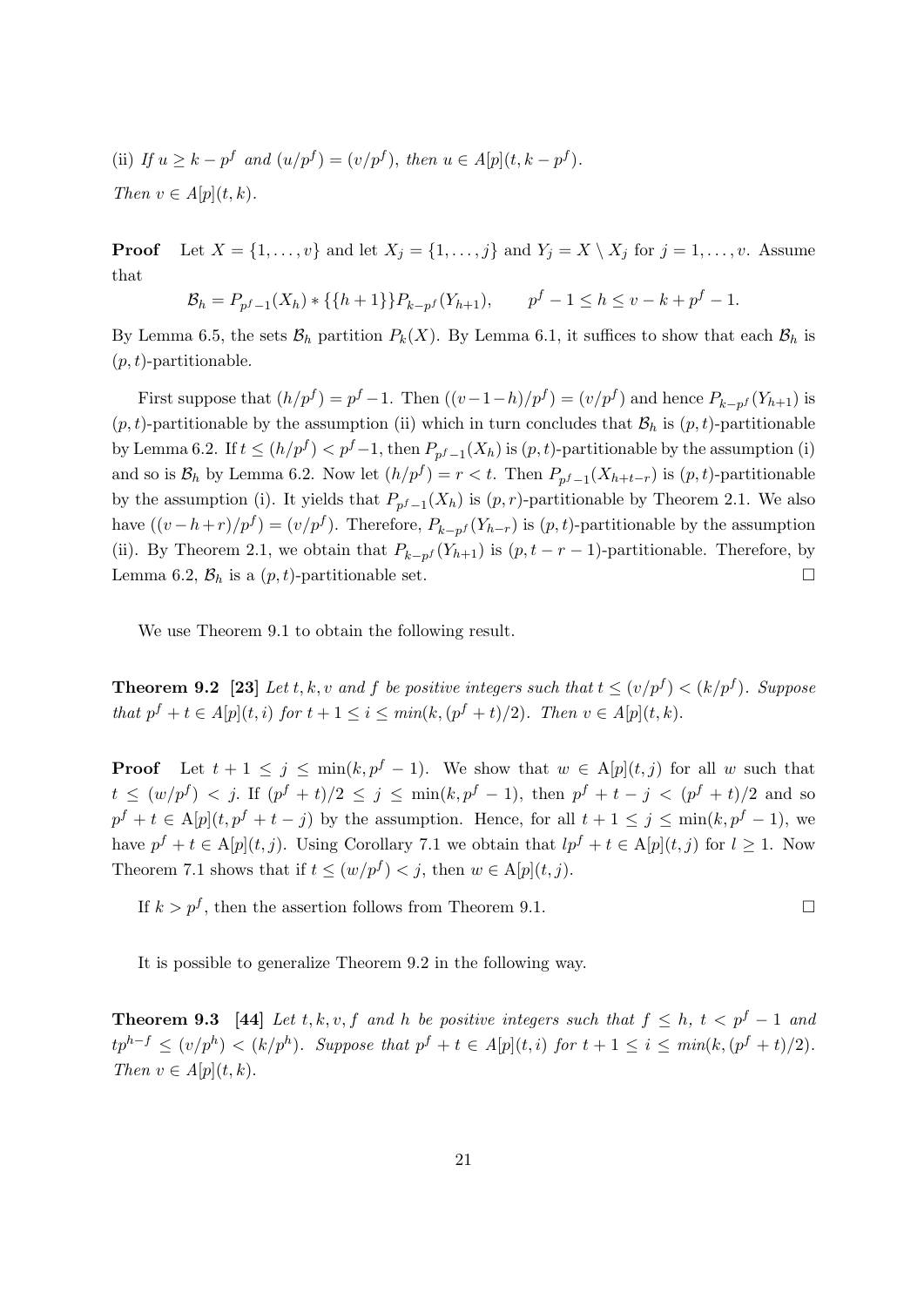(ii) *If* $u \geq k - p^f$ *and* $(u/p^f) = (v/p^f)$*, then* $u \in A[p](t, k - p^f)$.

*Then* $v \in A[p](t, k)$.

**Proof** Let $X = \{1, \ldots, v\}$ and let $X_j = \{1, \ldots, j\}$ and $Y_j = X \setminus X_j$ for $j = 1, \ldots, v$. Assume that

$$\mathcal{B}_h = P_{p^f-1}(X_h) * \{\{h+1\}\} P_{k-p^f}(Y_{h+1}), \qquad p^f - 1 \leq h \leq v - k + p^f - 1.$$

By Lemma 6.5, the sets $\mathcal{B}_h$ partition $P_k(X)$. By Lemma 6.1, it suffices to show that each $\mathcal{B}_h$ is $(p,t)$-partitionable.

First suppose that $(h/p^f) = p^f - 1$. Then $((v-1-h)/p^f) = (v/p^f)$ and hence $P_{k-p^f}(Y_{h+1})$ is $(p,t)$-partitionable by the assumption (ii) which in turn concludes that $\mathcal{B}_h$ is $(p,t)$-partitionable by Lemma 6.2. If $t \leq (h/p^f) < p^f - 1$, then $P_{p^f-1}(X_h)$ is $(p,t)$-partitionable by the assumption (i) and so is $\mathcal{B}_h$ by Lemma 6.2. Now let $(h/p^f) = r < t$. Then $P_{p^f-1}(X_{h+t-r})$ is $(p,t)$-partitionable by the assumption (i). It yields that $P_{p^f-1}(X_h)$ is $(p,r)$-partitionable by Theorem 2.1. We also have $((v-h+r)/p^f) = (v/p^f)$. Therefore, $P_{k-p^f}(Y_{h-r})$ is $(p,t)$-partitionable by the assumption (ii). By Theorem 2.1, we obtain that $P_{k-p^f}(Y_{h+1})$ is $(p, t-r-1)$-partitionable. Therefore, by Lemma 6.2, $\mathcal{B}_h$ is a $(p,t)$-partitionable set. $\square$

We use Theorem 9.1 to obtain the following result.

**Theorem 9.2 [23]** *Let* $t, k, v$ *and* $f$ *be positive integers such that* $t \leq (v/p^f) < (k/p^f)$*. Suppose that* $p^f + t \in A[p](t, i)$ *for* $t + 1 \leq i \leq min(k, (p^f + t)/2)$*. Then* $v \in A[p](t, k)$.

**Proof** Let $t + 1 \leq j \leq \min(k, p^f - 1)$. We show that $w \in \mathrm{A}[p](t, j)$ for all $w$ such that $t \leq (w/p^f) < j$. If $(p^f + t)/2 \leq j \leq \min(k, p^f - 1)$, then $p^f + t - j < (p^f + t)/2$ and so $p^f + t \in \mathrm{A}[p](t, p^f + t - j)$ by the assumption. Hence, for all $t + 1 \leq j \leq \min(k, p^f - 1)$, we have $p^f + t \in \mathrm{A}[p](t, j)$. Using Corollary 7.1 we obtain that $lp^f + t \in \mathrm{A}[p](t, j)$ for $l \geq 1$. Now Theorem 7.1 shows that if $t \leq (w/p^f) < j$, then $w \in \mathrm{A}[p](t, j)$.

If $k > p^f$, then the assertion follows from Theorem 9.1. $\square$

It is possible to generalize Theorem 9.2 in the following way.

**Theorem 9.3 [44]** *Let* $t, k, v, f$ *and* $h$ *be positive integers such that* $f \leq h$*,* $t < p^f - 1$ *and* $tp^{h-f} \leq (v/p^h) < (k/p^h)$*. Suppose that* $p^f + t \in A[p](t, i)$ *for* $t + 1 \leq i \leq min(k, (p^f + t)/2)$*. Then* $v \in A[p](t, k)$.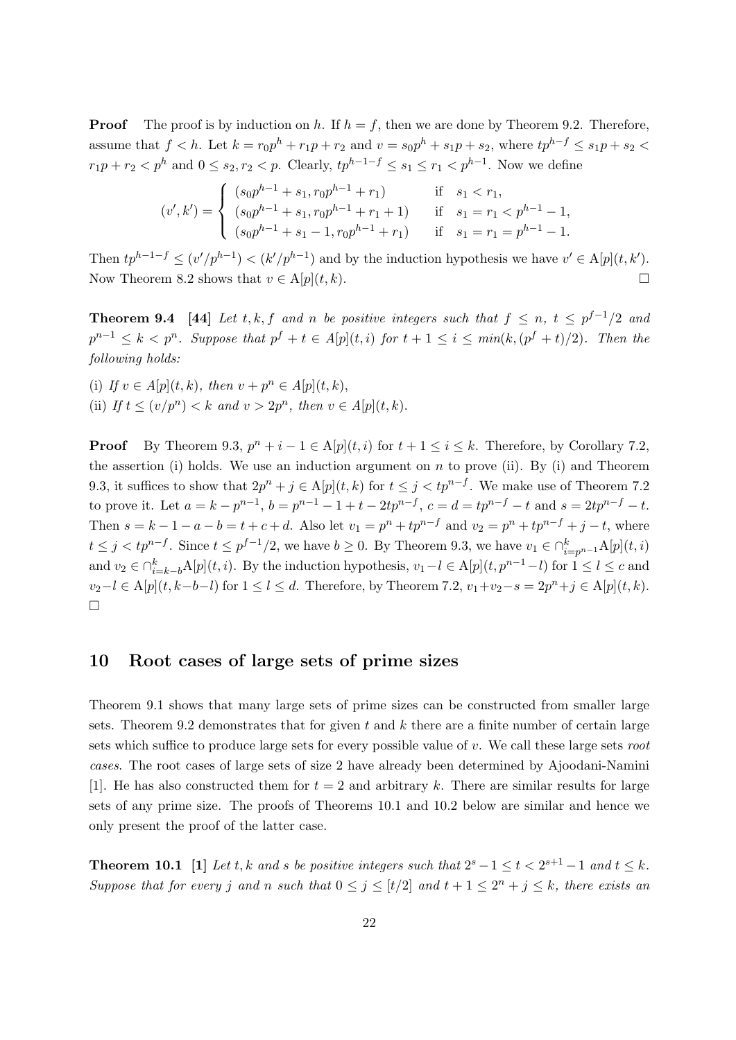**Proof** The proof is by induction on $h$. If $h = f$, then we are done by Theorem 9.2. Therefore, assume that $f < h$. Let $k = r_0p^h + r_1p + r_2$ and $v = s_0p^h + s_1p + s_2$, where $tp^{h-f} \leq s_1p + s_2 < r_1p + r_2 < p^h$ and $0 \leq s_2, r_2 < p$. Clearly, $tp^{h-1-f} \leq s_1 \leq r_1 < p^{h-1}$. Now we define

$$(v', k') = \begin{cases} (s_0p^{h-1} + s_1, r_0p^{h-1} + r_1) & \text{if} \quad s_1 < r_1, \\ (s_0p^{h-1} + s_1, r_0p^{h-1} + r_1 + 1) & \text{if} \quad s_1 = r_1 < p^{h-1} - 1, \\ (s_0p^{h-1} + s_1 - 1, r_0p^{h-1} + r_1) & \text{if} \quad s_1 = r_1 = p^{h-1} - 1. \end{cases}$$

Then $tp^{h-1-f} \leq (v'/p^{h-1}) < (k'/p^{h-1})$ and by the induction hypothesis we have $v' \in \mathrm{A}[p](t, k')$. Now Theorem 8.2 shows that $v \in \mathrm{A}[p](t, k)$. □

**Theorem 9.4** **[44]** *Let $t, k, f$ and $n$ be positive integers such that $f \leq n$, $t \leq p^{f-1}/2$ and $p^{n-1} \leq k < p^n$. Suppose that $p^f + t \in A[p](t, i)$ for $t + 1 \leq i \leq min(k, (p^f + t)/2)$. Then the following holds:*

(i) *If $v \in A[p](t, k)$, then $v + p^n \in A[p](t, k)$,*
(ii) *If $t \leq (v/p^n) < k$ and $v > 2p^n$, then $v \in A[p](t, k)$.*

**Proof** By Theorem 9.3, $p^n + i - 1 \in \mathrm{A}[p](t, i)$ for $t + 1 \leq i \leq k$. Therefore, by Corollary 7.2, the assertion (i) holds. We use an induction argument on $n$ to prove (ii). By (i) and Theorem 9.3, it suffices to show that $2p^n + j \in \mathrm{A}[p](t, k)$ for $t \leq j < tp^{n-f}$. We make use of Theorem 7.2 to prove it. Let $a = k - p^{n-1}$, $b = p^{n-1} - 1 + t - 2tp^{n-f}$, $c = d = tp^{n-f} - t$ and $s = 2tp^{n-f} - t$. Then $s = k - 1 - a - b = t + c + d$. Also let $v_1 = p^n + tp^{n-f}$ and $v_2 = p^n + tp^{n-f} + j - t$, where $t \leq j < tp^{n-f}$. Since $t \leq p^{f-1}/2$, we have $b \geq 0$. By Theorem 9.3, we have $v_1 \in \cap_{i=p^{n-1}}^{k} \mathrm{A}[p](t, i)$ and $v_2 \in \cap_{i=k-b}^{k} \mathrm{A}[p](t, i)$. By the induction hypothesis, $v_1 - l \in \mathrm{A}[p](t, p^{n-1} - l)$ for $1 \leq l \leq c$ and $v_2 - l \in \mathrm{A}[p](t, k - b - l)$ for $1 \leq l \leq d$. Therefore, by Theorem 7.2, $v_1 + v_2 - s = 2p^n + j \in \mathrm{A}[p](t, k)$. □

## 10 Root cases of large sets of prime sizes

Theorem 9.1 shows that many large sets of prime sizes can be constructed from smaller large sets. Theorem 9.2 demonstrates that for given $t$ and $k$ there are a finite number of certain large sets which suffice to produce large sets for every possible value of $v$. We call these large sets *root cases*. The root cases of large sets of size 2 have already been determined by Ajoodani-Namini [1]. He has also constructed them for $t = 2$ and arbitrary $k$. There are similar results for large sets of any prime size. The proofs of Theorems 10.1 and 10.2 below are similar and hence we only present the proof of the latter case.

**Theorem 10.1** **[1]** *Let $t, k$ and $s$ be positive integers such that $2^s - 1 \leq t < 2^{s+1} - 1$ and $t \leq k$. Suppose that for every $j$ and $n$ such that $0 \leq j \leq [t/2]$ and $t + 1 \leq 2^n + j \leq k$, there exists an*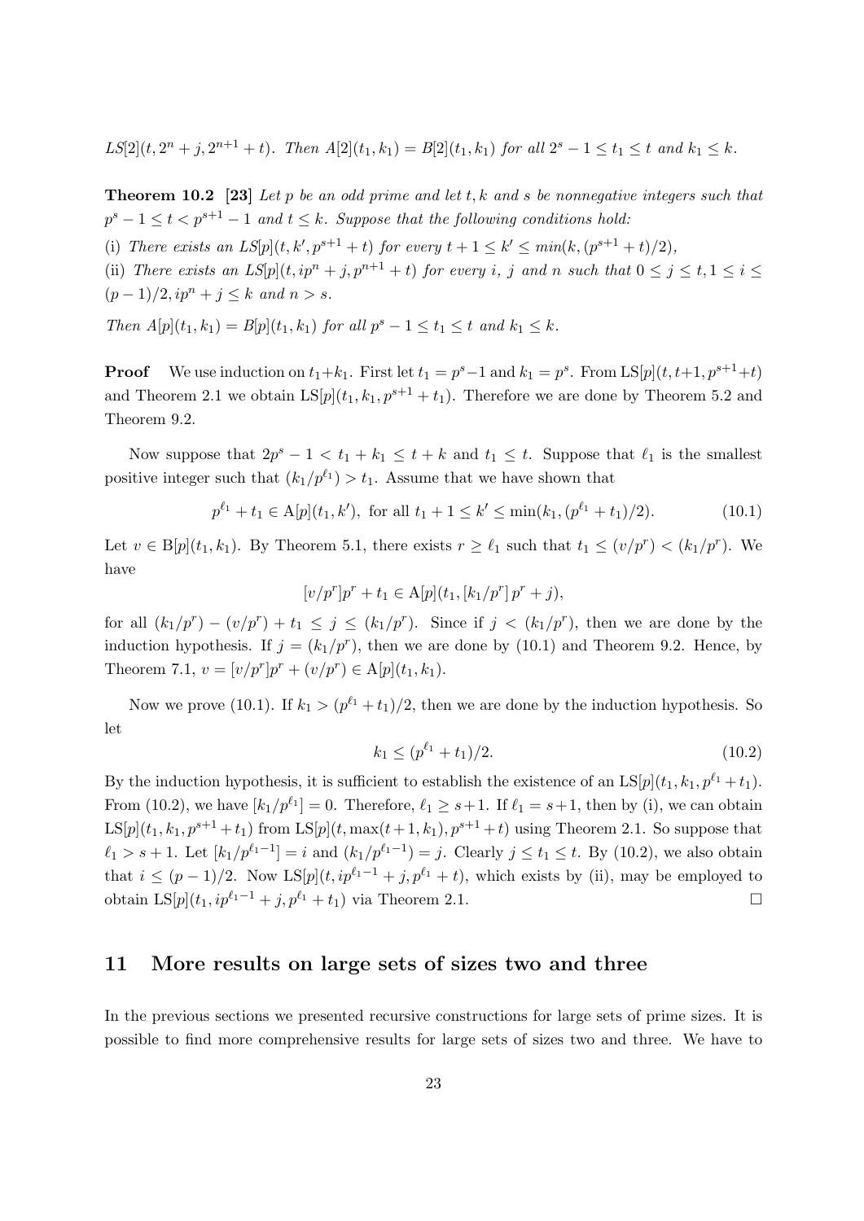*$LS[2](t, 2^n + j, 2^{n+1} + t)$. Then $A[2](t_1, k_1) = B[2](t_1, k_1)$ for all $2^s - 1 \leq t_1 \leq t$ and $k_1 \leq k$.*

**Theorem 10.2** **[23]** *Let $p$ be an odd prime and let $t, k$ and $s$ be nonnegative integers such that $p^s - 1 \leq t < p^{s+1} - 1$ and $t \leq k$. Suppose that the following conditions hold:*

*(i) There exists an $LS[p](t, k', p^{s+1} + t)$ for every $t + 1 \leq k' \leq min(k, (p^{s+1} + t)/2)$,*

*(ii) There exists an $LS[p](t, ip^n + j, p^{n+1} + t)$ for every $i$, $j$ and $n$ such that $0 \leq j \leq t, 1 \leq i \leq (p-1)/2, ip^n + j \leq k$ and $n > s$.*

*Then $A[p](t_1, k_1) = B[p](t_1, k_1)$ for all $p^s - 1 \leq t_1 \leq t$ and $k_1 \leq k$.*

**Proof** We use induction on $t_1 + k_1$. First let $t_1 = p^s - 1$ and $k_1 = p^s$. From $\mathrm{LS}[p](t, t+1, p^{s+1}+t)$ and Theorem 2.1 we obtain $\mathrm{LS}[p](t_1, k_1, p^{s+1} + t_1)$. Therefore we are done by Theorem 5.2 and Theorem 9.2.

Now suppose that $2p^s - 1 < t_1 + k_1 \leq t + k$ and $t_1 \leq t$. Suppose that $\ell_1$ is the smallest positive integer such that $(k_1/p^{\ell_1}) > t_1$. Assume that we have shown that

$$p^{\ell_1} + t_1 \in \mathrm{A}[p](t_1, k'), \text{ for all } t_1 + 1 \leq k' \leq \min(k_1, (p^{\ell_1} + t_1)/2). \tag{10.1}$$

Let $v \in \mathrm{B}[p](t_1, k_1)$. By Theorem 5.1, there exists $r \geq \ell_1$ such that $t_1 \leq (v/p^r) < (k_1/p^r)$. We have

$$[v/p^r]p^r + t_1 \in \mathrm{A}[p](t_1, [k_1/p^r]\, p^r + j),$$

for all $(k_1/p^r) - (v/p^r) + t_1 \leq j \leq (k_1/p^r)$. Since if $j < (k_1/p^r)$, then we are done by the induction hypothesis. If $j = (k_1/p^r)$, then we are done by (10.1) and Theorem 9.2. Hence, by Theorem 7.1, $v = [v/p^r]p^r + (v/p^r) \in \mathrm{A}[p](t_1, k_1)$.

Now we prove (10.1). If $k_1 > (p^{\ell_1} + t_1)/2$, then we are done by the induction hypothesis. So let

$$k_1 \leq (p^{\ell_1} + t_1)/2. \tag{10.2}$$

By the induction hypothesis, it is sufficient to establish the existence of an $\mathrm{LS}[p](t_1, k_1, p^{\ell_1} + t_1)$. From (10.2), we have $[k_1/p^{\ell_1}] = 0$. Therefore, $\ell_1 \geq s+1$. If $\ell_1 = s+1$, then by (i), we can obtain $\mathrm{LS}[p](t_1, k_1, p^{s+1} + t_1)$ from $\mathrm{LS}[p](t, \max(t+1, k_1), p^{s+1} + t)$ using Theorem 2.1. So suppose that $\ell_1 > s + 1$. Let $[k_1/p^{\ell_1 - 1}] = i$ and $(k_1/p^{\ell_1 - 1}) = j$. Clearly $j \leq t_1 \leq t$. By (10.2), we also obtain that $i \leq (p-1)/2$. Now $\mathrm{LS}[p](t, ip^{\ell_1 - 1} + j, p^{\ell_1} + t)$, which exists by (ii), may be employed to obtain $\mathrm{LS}[p](t_1, ip^{\ell_1 - 1} + j, p^{\ell_1} + t_1)$ via Theorem 2.1. □

## 11 More results on large sets of sizes two and three

In the previous sections we presented recursive constructions for large sets of prime sizes. It is possible to find more comprehensive results for large sets of sizes two and three. We have to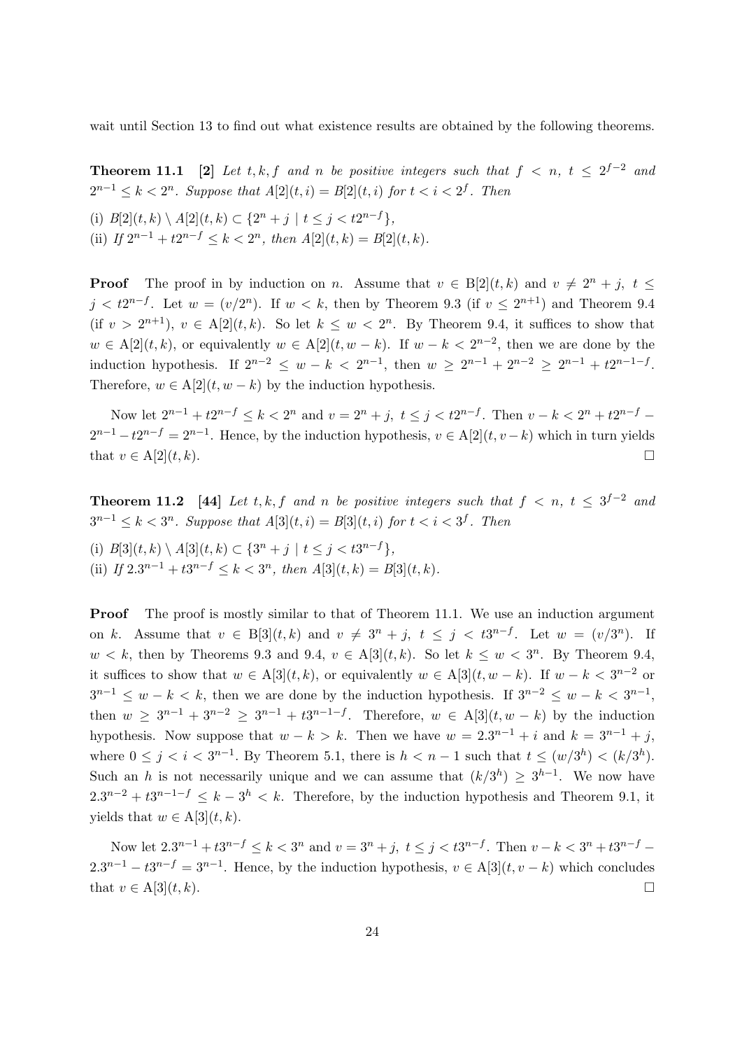wait until Section 13 to find out what existence results are obtained by the following theorems.

**Theorem 11.1** **[2]** *Let $t, k, f$ and $n$ be positive integers such that $f < n$, $t \le 2^{f-2}$ and $2^{n-1} \le k < 2^n$. Suppose that $A[2](t,i) = B[2](t,i)$ for $t < i < 2^f$. Then*

(i) *$B[2](t,k) \setminus A[2](t,k) \subset \{2^n + j \mid t \le j < t2^{n-f}\}$,*

(ii) *If $2^{n-1} + t2^{n-f} \le k < 2^n$, then $A[2](t,k) = B[2](t,k)$.*

**Proof** The proof in by induction on $n$. Assume that $v \in \mathrm{B}[2](t,k)$ and $v \ne 2^n + j$, $t \le j < t2^{n-f}$. Let $w = (v/2^n)$. If $w < k$, then by Theorem 9.3 (if $v \le 2^{n+1}$) and Theorem 9.4 (if $v > 2^{n+1}$), $v \in \mathrm{A}[2](t,k)$. So let $k \le w < 2^n$. By Theorem 9.4, it suffices to show that $w \in \mathrm{A}[2](t,k)$, or equivalently $w \in \mathrm{A}[2](t, w-k)$. If $w - k < 2^{n-2}$, then we are done by the induction hypothesis. If $2^{n-2} \le w - k < 2^{n-1}$, then $w \ge 2^{n-1} + 2^{n-2} \ge 2^{n-1} + t2^{n-1-f}$. Therefore, $w \in \mathrm{A}[2](t, w-k)$ by the induction hypothesis.

Now let $2^{n-1} + t2^{n-f} \le k < 2^n$ and $v = 2^n + j$, $t \le j < t2^{n-f}$. Then $v - k < 2^n + t2^{n-f} - 2^{n-1} - t2^{n-f} = 2^{n-1}$. Hence, by the induction hypothesis, $v \in \mathrm{A}[2](t, v-k)$ which in turn yields that $v \in \mathrm{A}[2](t,k)$. □

**Theorem 11.2** **[44]** *Let $t, k, f$ and $n$ be positive integers such that $f < n$, $t \le 3^{f-2}$ and $3^{n-1} \le k < 3^n$. Suppose that $A[3](t,i) = B[3](t,i)$ for $t < i < 3^f$. Then*

(i) *$B[3](t,k) \setminus A[3](t,k) \subset \{3^n + j \mid t \le j < t3^{n-f}\}$,*

(ii) *If $2.3^{n-1} + t3^{n-f} \le k < 3^n$, then $A[3](t,k) = B[3](t,k)$.*

**Proof** The proof is mostly similar to that of Theorem 11.1. We use an induction argument on $k$. Assume that $v \in \mathrm{B}[3](t,k)$ and $v \ne 3^n + j$, $t \le j < t3^{n-f}$. Let $w = (v/3^n)$. If $w < k$, then by Theorems 9.3 and 9.4, $v \in \mathrm{A}[3](t,k)$. So let $k \le w < 3^n$. By Theorem 9.4, it suffices to show that $w \in \mathrm{A}[3](t,k)$, or equivalently $w \in \mathrm{A}[3](t, w-k)$. If $w - k < 3^{n-2}$ or $3^{n-1} \le w - k < k$, then we are done by the induction hypothesis. If $3^{n-2} \le w - k < 3^{n-1}$, then $w \ge 3^{n-1} + 3^{n-2} \ge 3^{n-1} + t3^{n-1-f}$. Therefore, $w \in \mathrm{A}[3](t, w-k)$ by the induction hypothesis. Now suppose that $w - k > k$. Then we have $w = 2.3^{n-1} + i$ and $k = 3^{n-1} + j$, where $0 \le j < i < 3^{n-1}$. By Theorem 5.1, there is $h < n-1$ such that $t \le (w/3^h) < (k/3^h)$. Such an $h$ is not necessarily unique and we can assume that $(k/3^h) \ge 3^{h-1}$. We now have $2.3^{n-2} + t3^{n-1-f} \le k - 3^h < k$. Therefore, by the induction hypothesis and Theorem 9.1, it yields that $w \in \mathrm{A}[3](t,k)$.

Now let $2.3^{n-1} + t3^{n-f} \le k < 3^n$ and $v = 3^n + j$, $t \le j < t3^{n-f}$. Then $v - k < 3^n + t3^{n-f} - 2.3^{n-1} - t3^{n-f} = 3^{n-1}$. Hence, by the induction hypothesis, $v \in \mathrm{A}[3](t, v-k)$ which concludes that $v \in \mathrm{A}[3](t,k)$. □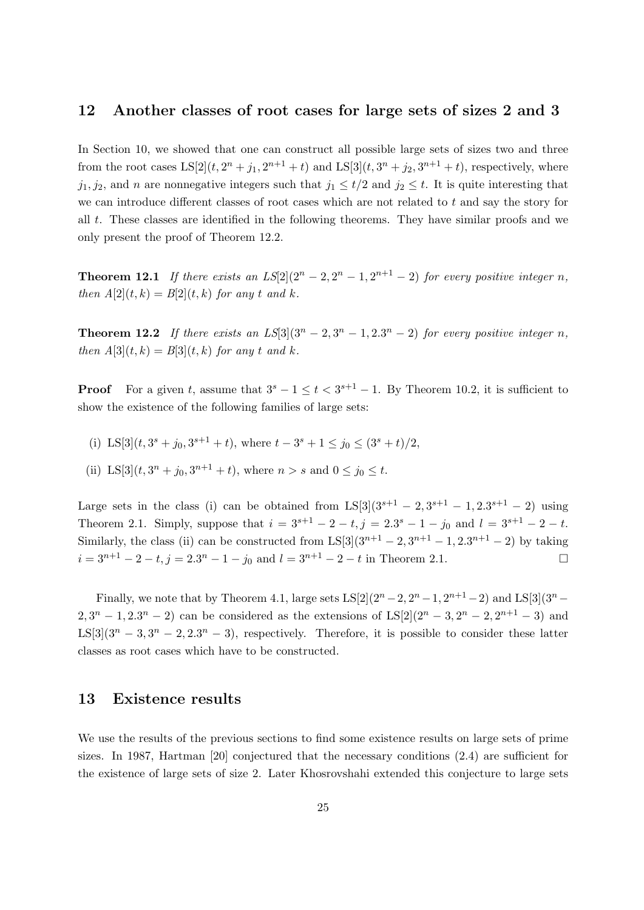## 12 Another classes of root cases for large sets of sizes 2 and 3

In Section 10, we showed that one can construct all possible large sets of sizes two and three from the root cases $\mathrm{LS}[2](t, 2^n + j_1, 2^{n+1} + t)$ and $\mathrm{LS}[3](t, 3^n + j_2, 3^{n+1} + t)$, respectively, where $j_1, j_2$, and $n$ are nonnegative integers such that $j_1 \leq t/2$ and $j_2 \leq t$. It is quite interesting that we can introduce different classes of root cases which are not related to $t$ and say the story for all $t$. These classes are identified in the following theorems. They have similar proofs and we only present the proof of Theorem 12.2.

**Theorem 12.1** *If there exists an $LS[2](2^n - 2, 2^n - 1, 2^{n+1} - 2)$ for every positive integer $n$, then $A[2](t, k) = B[2](t, k)$ for any $t$ and $k$.*

**Theorem 12.2** *If there exists an $LS[3](3^n - 2, 3^n - 1, 2.3^n - 2)$ for every positive integer $n$, then $A[3](t, k) = B[3](t, k)$ for any $t$ and $k$.*

**Proof** For a given $t$, assume that $3^s - 1 \leq t < 3^{s+1} - 1$. By Theorem 10.2, it is sufficient to show the existence of the following families of large sets:

(i) $\mathrm{LS}[3](t, 3^s + j_0, 3^{s+1} + t)$, where $t - 3^s + 1 \leq j_0 \leq (3^s + t)/2$,

(ii) $\mathrm{LS}[3](t, 3^n + j_0, 3^{n+1} + t)$, where $n > s$ and $0 \leq j_0 \leq t$.

Large sets in the class (i) can be obtained from $\mathrm{LS}[3](3^{s+1} - 2, 3^{s+1} - 1, 2.3^{s+1} - 2)$ using Theorem 2.1. Simply, suppose that $i = 3^{s+1} - 2 - t, j = 2.3^s - 1 - j_0$ and $l = 3^{s+1} - 2 - t$. Similarly, the class (ii) can be constructed from $\mathrm{LS}[3](3^{n+1} - 2, 3^{n+1} - 1, 2.3^{n+1} - 2)$ by taking $i = 3^{n+1} - 2 - t, j = 2.3^n - 1 - j_0$ and $l = 3^{n+1} - 2 - t$ in Theorem 2.1. □

Finally, we note that by Theorem 4.1, large sets $\mathrm{LS}[2](2^n - 2, 2^n - 1, 2^{n+1} - 2)$ and $\mathrm{LS}[3](3^n - 2, 3^n - 1, 2.3^n - 2)$ can be considered as the extensions of $\mathrm{LS}[2](2^n - 3, 2^n - 2, 2^{n+1} - 3)$ and $\mathrm{LS}[3](3^n - 3, 3^n - 2, 2.3^n - 3)$, respectively. Therefore, it is possible to consider these latter classes as root cases which have to be constructed.

## 13 Existence results

We use the results of the previous sections to find some existence results on large sets of prime sizes. In 1987, Hartman [20] conjectured that the necessary conditions (2.4) are sufficient for the existence of large sets of size 2. Later Khosrovshahi extended this conjecture to large sets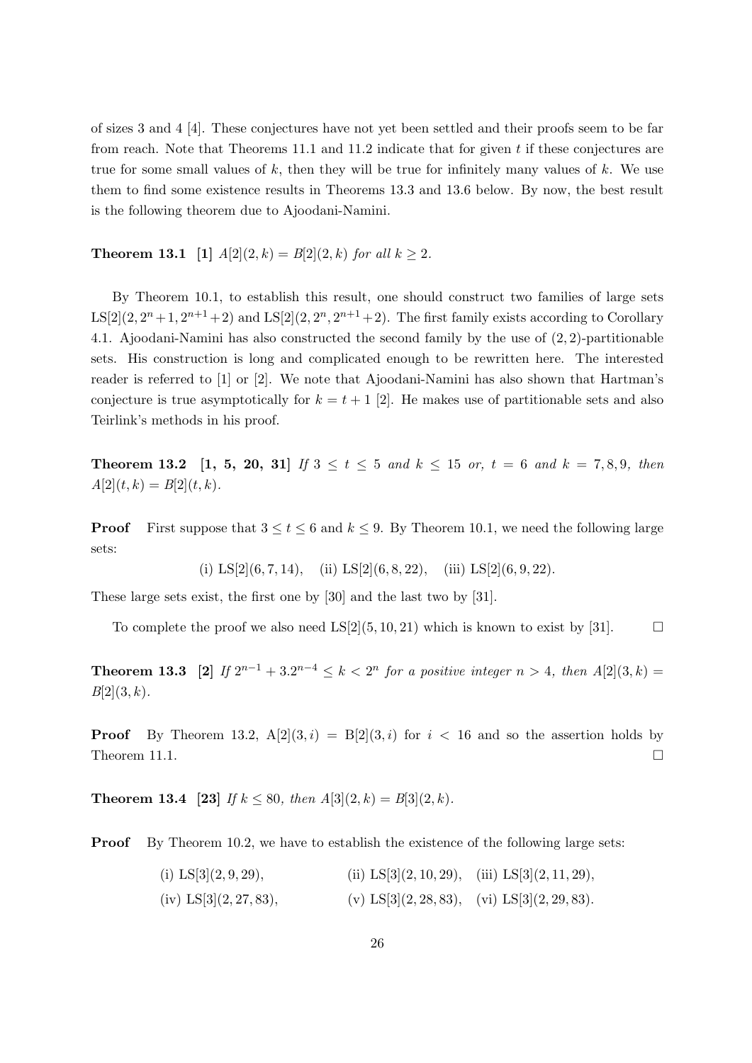of sizes 3 and 4 [4]. These conjectures have not yet been settled and their proofs seem to be far from reach. Note that Theorems 11.1 and 11.2 indicate that for given $t$ if these conjectures are true for some small values of $k$, then they will be true for infinitely many values of $k$. We use them to find some existence results in Theorems 13.3 and 13.6 below. By now, the best result is the following theorem due to Ajoodani-Namini.

**Theorem 13.1** **[1]** *$A[2](2,k) = B[2](2,k)$ for all $k \geq 2$.*

By Theorem 10.1, to establish this result, one should construct two families of large sets $\mathrm{LS}[2](2, 2^n+1, 2^{n+1}+2)$ and $\mathrm{LS}[2](2, 2^n, 2^{n+1}+2)$. The first family exists according to Corollary 4.1. Ajoodani-Namini has also constructed the second family by the use of $(2,2)$-partitionable sets. His construction is long and complicated enough to be rewritten here. The interested reader is referred to [1] or [2]. We note that Ajoodani-Namini has also shown that Hartman's conjecture is true asymptotically for $k = t+1$ [2]. He makes use of partitionable sets and also Teirlink's methods in his proof.

**Theorem 13.2** **[1, 5, 20, 31]** *If $3 \leq t \leq 5$ and $k \leq 15$ or, $t = 6$ and $k = 7, 8, 9$, then $A[2](t,k) = B[2](t,k)$.*

**Proof** First suppose that $3 \leq t \leq 6$ and $k \leq 9$. By Theorem 10.1, we need the following large sets:

(i) $\mathrm{LS}[2](6, 7, 14)$, (ii) $\mathrm{LS}[2](6, 8, 22)$, (iii) $\mathrm{LS}[2](6, 9, 22)$.

These large sets exist, the first one by [30] and the last two by [31].

To complete the proof we also need $\mathrm{LS}[2](5, 10, 21)$ which is known to exist by [31]. □

**Theorem 13.3** **[2]** *If $2^{n-1} + 3.2^{n-4} \leq k < 2^n$ for a positive integer $n > 4$, then $A[2](3,k) = B[2](3,k)$.*

**Proof** By Theorem 13.2, $\mathrm{A}[2](3,i) = \mathrm{B}[2](3,i)$ for $i < 16$ and so the assertion holds by Theorem 11.1. □

**Theorem 13.4** **[23]** *If $k \leq 80$, then $A[3](2,k) = B[3](2,k)$.*

**Proof** By Theorem 10.2, we have to establish the existence of the following large sets:

(i) $\mathrm{LS}[3](2, 9, 29)$, (ii) $\mathrm{LS}[3](2, 10, 29)$, (iii) $\mathrm{LS}[3](2, 11, 29)$,

(iv) $\mathrm{LS}[3](2, 27, 83)$, (v) $\mathrm{LS}[3](2, 28, 83)$, (vi) $\mathrm{LS}[3](2, 29, 83)$.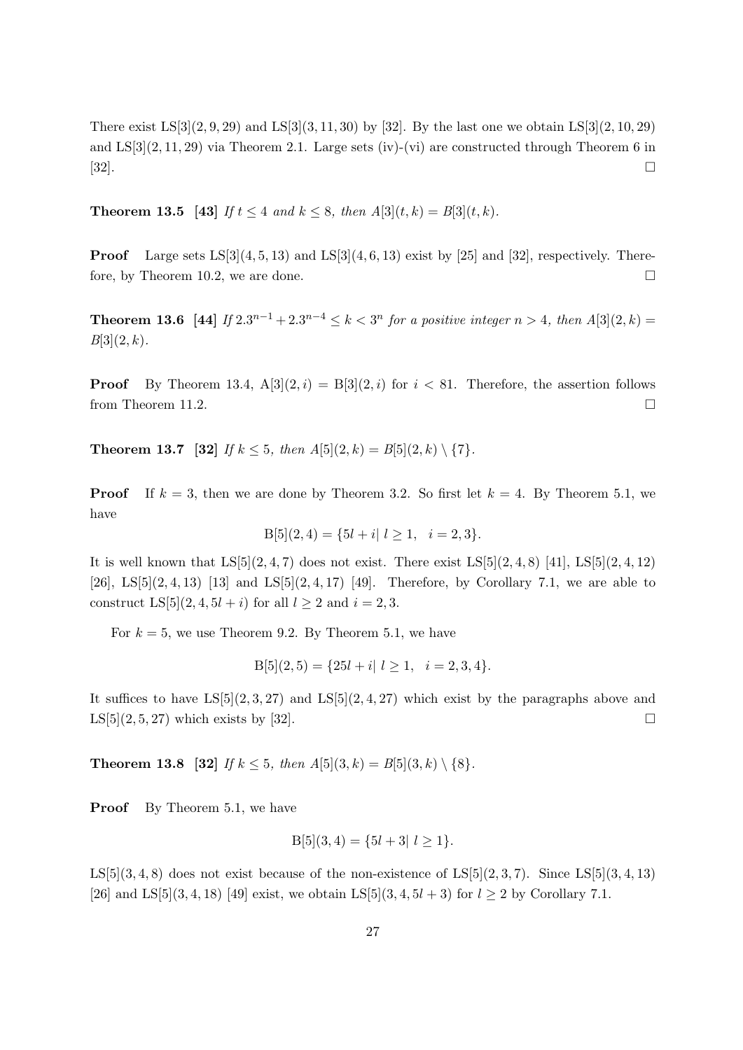There exist LS[3]$(2, 9, 29)$ and LS[3]$(3, 11, 30)$ by [32]. By the last one we obtain LS[3]$(2, 10, 29)$ and LS[3]$(2, 11, 29)$ via Theorem 2.1. Large sets (iv)-(vi) are constructed through Theorem 6 in [32]. □

**Theorem 13.5** **[43]** *If $t \leq 4$ and $k \leq 8$, then $A[3](t, k) = B[3](t, k)$.*

**Proof** Large sets LS[3]$(4, 5, 13)$ and LS[3]$(4, 6, 13)$ exist by [25] and [32], respectively. Therefore, by Theorem 10.2, we are done. □

**Theorem 13.6** **[44]** *If $2.3^{n-1} + 2.3^{n-4} \leq k < 3^n$ for a positive integer $n > 4$, then $A[3](2, k) = B[3](2, k)$.*

**Proof** By Theorem 13.4, A[3]$(2, i)$ = B[3]$(2, i)$ for $i < 81$. Therefore, the assertion follows from Theorem 11.2. □

**Theorem 13.7** **[32]** *If $k \leq 5$, then $A[5](2, k) = B[5](2, k) \setminus \{7\}$.*

**Proof** If $k = 3$, then we are done by Theorem 3.2. So first let $k = 4$. By Theorem 5.1, we have

$$\mathrm{B}[5](2, 4) = \{5l + i|\ l \geq 1, \quad i = 2, 3\}.$$

It is well known that LS[5]$(2, 4, 7)$ does not exist. There exist LS[5]$(2, 4, 8)$ [41], LS[5]$(2, 4, 12)$ [26], LS[5]$(2, 4, 13)$ [13] and LS[5]$(2, 4, 17)$ [49]. Therefore, by Corollary 7.1, we are able to construct LS[5]$(2, 4, 5l + i)$ for all $l \geq 2$ and $i = 2, 3$.

For $k = 5$, we use Theorem 9.2. By Theorem 5.1, we have

$$\mathrm{B}[5](2, 5) = \{25l + i|\ l \geq 1, \quad i = 2, 3, 4\}.$$

It suffices to have LS[5]$(2, 3, 27)$ and LS[5]$(2, 4, 27)$ which exist by the paragraphs above and LS[5]$(2, 5, 27)$ which exists by [32]. □

**Theorem 13.8** **[32]** *If $k \leq 5$, then $A[5](3, k) = B[5](3, k) \setminus \{8\}$.*

**Proof** By Theorem 5.1, we have

$$\mathrm{B}[5](3, 4) = \{5l + 3|\ l \geq 1\}.$$

LS[5]$(3, 4, 8)$ does not exist because of the non-existence of LS[5]$(2, 3, 7)$. Since LS[5]$(3, 4, 13)$ [26] and LS[5]$(3, 4, 18)$ [49] exist, we obtain LS[5]$(3, 4, 5l + 3)$ for $l \geq 2$ by Corollary 7.1.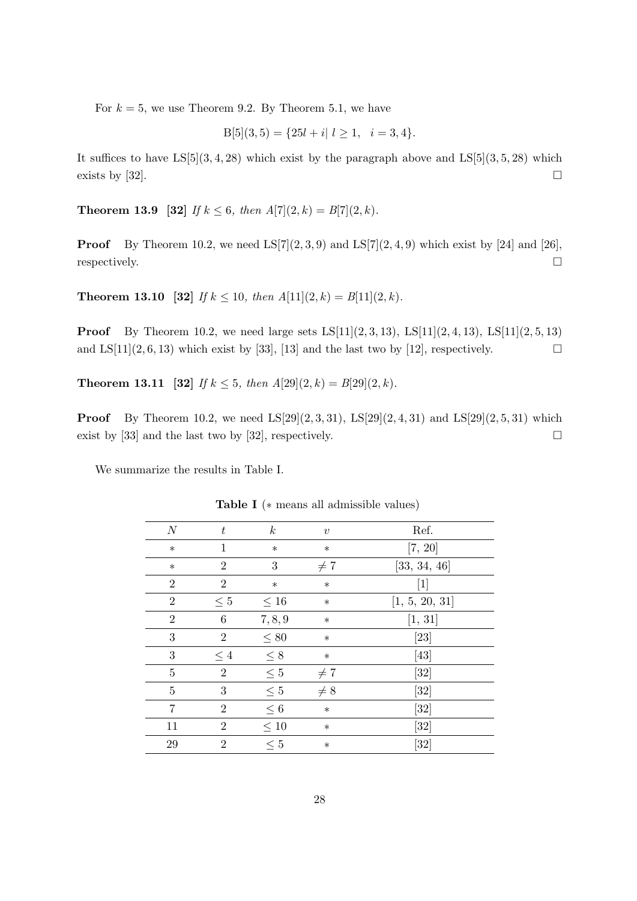For $k = 5$, we use Theorem 9.2. By Theorem 5.1, we have

$$\mathrm{B}[5](3,5) = \{25l + i \mid l \geq 1, \quad i = 3, 4\}.$$

It suffices to have LS[5](3, 4, 28) which exist by the paragraph above and LS[5](3, 5, 28) which exists by [32]. □

**Theorem 13.9** **[32]** *If $k \leq 6$, then $A[7](2,k) = B[7](2,k)$.*

**Proof** By Theorem 10.2, we need LS[7](2, 3, 9) and LS[7](2, 4, 9) which exist by [24] and [26], respectively. □

**Theorem 13.10** **[32]** *If $k \leq 10$, then $A[11](2,k) = B[11](2,k)$.*

**Proof** By Theorem 10.2, we need large sets LS[11](2, 3, 13), LS[11](2, 4, 13), LS[11](2, 5, 13) and LS[11](2, 6, 13) which exist by [33], [13] and the last two by [12], respectively. □

**Theorem 13.11** **[32]** *If $k \leq 5$, then $A[29](2,k) = B[29](2,k)$.*

**Proof** By Theorem 10.2, we need LS[29](2, 3, 31), LS[29](2, 4, 31) and LS[29](2, 5, 31) which exist by [33] and the last two by [32], respectively. □

We summarize the results in Table I.

**Table I** ($*$ means all admissible values)

| $N$ | $t$ | $k$ | $v$ | Ref. |
|---|---|---|---|---|
| * | 1 | * | * | [7, 20] |
| * | 2 | 3 | $\neq 7$ | [33, 34, 46] |
| 2 | 2 | * | * | [1] |
| 2 | $\leq 5$ | $\leq 16$ | * | [1, 5, 20, 31] |
| 2 | 6 | 7, 8, 9 | * | [1, 31] |
| 3 | 2 | $\leq 80$ | * | [23] |
| 3 | $\leq 4$ | $\leq 8$ | * | [43] |
| 5 | 2 | $\leq 5$ | $\neq 7$ | [32] |
| 5 | 3 | $\leq 5$ | $\neq 8$ | [32] |
| 7 | 2 | $\leq 6$ | * | [32] |
| 11 | 2 | $\leq 10$ | * | [32] |
| 29 | 2 | $\leq 5$ | * | [32] |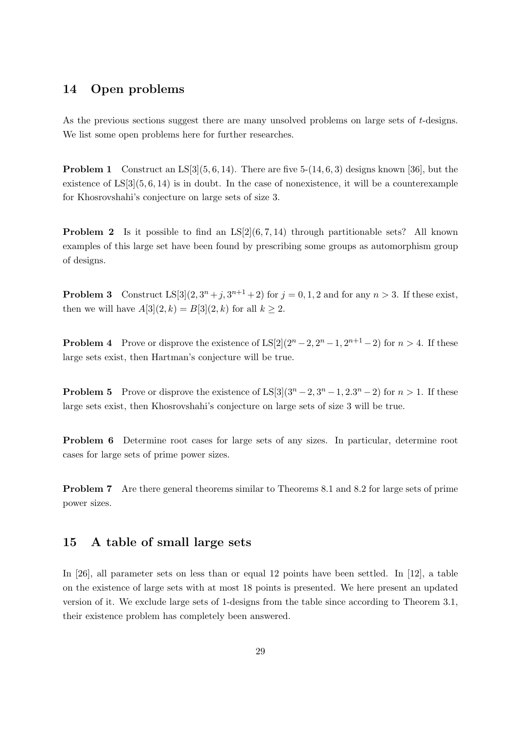## 14 Open problems

As the previous sections suggest there are many unsolved problems on large sets of $t$-designs. We list some open problems here for further researches.

**Problem 1** Construct an LS[3]$(5, 6, 14)$. There are five $5$-$(14, 6, 3)$ designs known [36], but the existence of LS[3]$(5, 6, 14)$ is in doubt. In the case of nonexistence, it will be a counterexample for Khosrovshahi's conjecture on large sets of size 3.

**Problem 2** Is it possible to find an LS[2]$(6, 7, 14)$ through partitionable sets? All known examples of this large set have been found by prescribing some groups as automorphism group of designs.

**Problem 3** Construct LS[3]$(2, 3^n + j, 3^{n+1} + 2)$ for $j = 0, 1, 2$ and for any $n > 3$. If these exist, then we will have $A[3](2, k) = B[3](2, k)$ for all $k \geq 2$.

**Problem 4** Prove or disprove the existence of LS[2]$(2^n - 2, 2^n - 1, 2^{n+1} - 2)$ for $n > 4$. If these large sets exist, then Hartman's conjecture will be true.

**Problem 5** Prove or disprove the existence of LS[3]$(3^n - 2, 3^n - 1, 2.3^n - 2)$ for $n > 1$. If these large sets exist, then Khosrovshahi's conjecture on large sets of size 3 will be true.

**Problem 6** Determine root cases for large sets of any sizes. In particular, determine root cases for large sets of prime power sizes.

**Problem 7** Are there general theorems similar to Theorems 8.1 and 8.2 for large sets of prime power sizes.

## 15 A table of small large sets

In [26], all parameter sets on less than or equal 12 points have been settled. In [12], a table on the existence of large sets with at most 18 points is presented. We here present an updated version of it. We exclude large sets of 1-designs from the table since according to Theorem 3.1, their existence problem has completely been answered.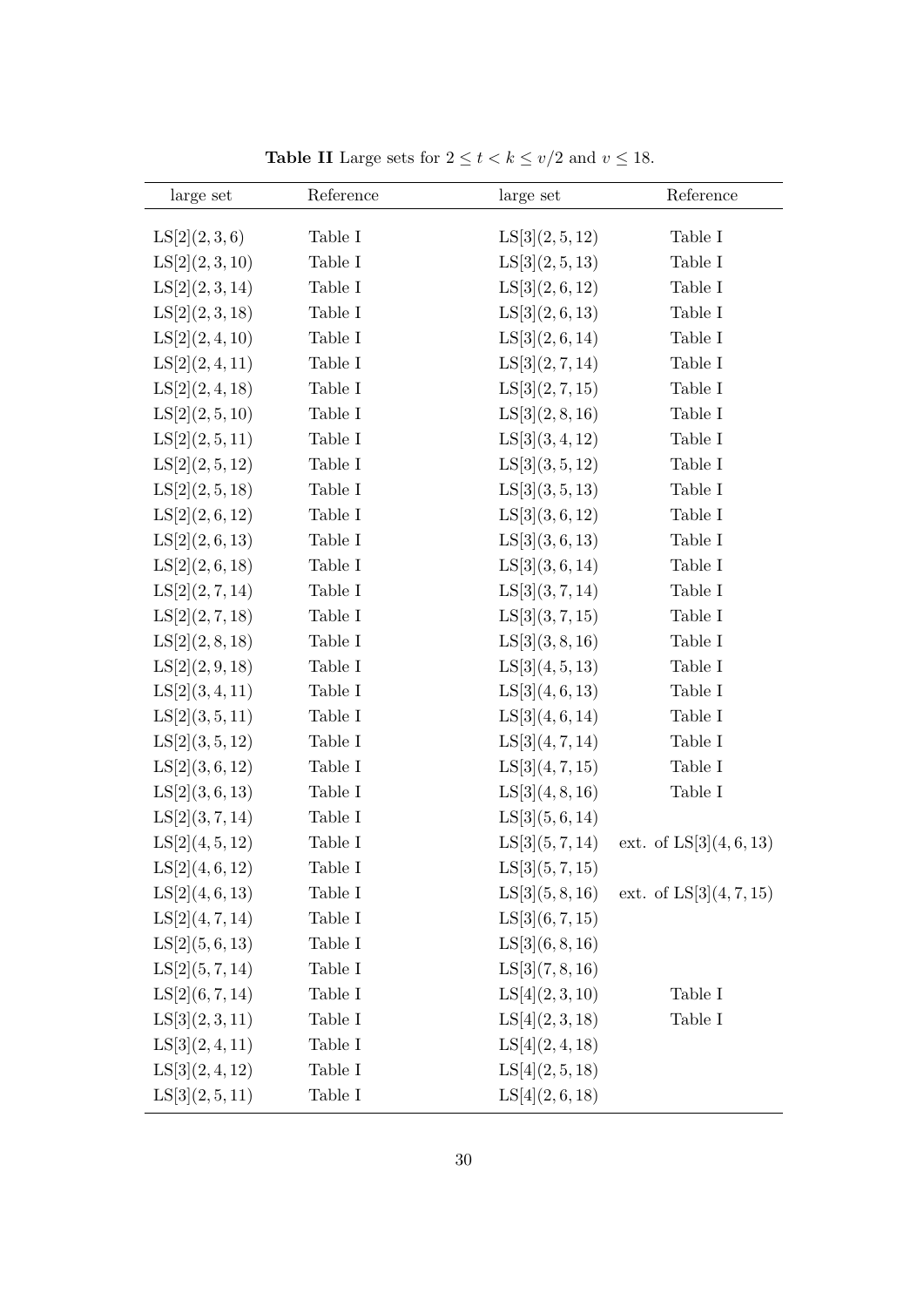**Table II** Large sets for $2 \leq t < k \leq v/2$ and $v \leq 18$.

| large set | Reference | large set | Reference |
|---|---|---|---|
| LS[2](2, 3, 6) | Table I | LS[3](2, 5, 12) | Table I |
| LS[2](2, 3, 10) | Table I | LS[3](2, 5, 13) | Table I |
| LS[2](2, 3, 14) | Table I | LS[3](2, 6, 12) | Table I |
| LS[2](2, 3, 18) | Table I | LS[3](2, 6, 13) | Table I |
| LS[2](2, 4, 10) | Table I | LS[3](2, 6, 14) | Table I |
| LS[2](2, 4, 11) | Table I | LS[3](2, 7, 14) | Table I |
| LS[2](2, 4, 18) | Table I | LS[3](2, 7, 15) | Table I |
| LS[2](2, 5, 10) | Table I | LS[3](2, 8, 16) | Table I |
| LS[2](2, 5, 11) | Table I | LS[3](3, 4, 12) | Table I |
| LS[2](2, 5, 12) | Table I | LS[3](3, 5, 12) | Table I |
| LS[2](2, 5, 18) | Table I | LS[3](3, 5, 13) | Table I |
| LS[2](2, 6, 12) | Table I | LS[3](3, 6, 12) | Table I |
| LS[2](2, 6, 13) | Table I | LS[3](3, 6, 13) | Table I |
| LS[2](2, 6, 18) | Table I | LS[3](3, 6, 14) | Table I |
| LS[2](2, 7, 14) | Table I | LS[3](3, 7, 14) | Table I |
| LS[2](2, 7, 18) | Table I | LS[3](3, 7, 15) | Table I |
| LS[2](2, 8, 18) | Table I | LS[3](3, 8, 16) | Table I |
| LS[2](2, 9, 18) | Table I | LS[3](4, 5, 13) | Table I |
| LS[2](3, 4, 11) | Table I | LS[3](4, 6, 13) | Table I |
| LS[2](3, 5, 11) | Table I | LS[3](4, 6, 14) | Table I |
| LS[2](3, 5, 12) | Table I | LS[3](4, 7, 14) | Table I |
| LS[2](3, 6, 12) | Table I | LS[3](4, 7, 15) | Table I |
| LS[2](3, 6, 13) | Table I | LS[3](4, 8, 16) | Table I |
| LS[2](3, 7, 14) | Table I | LS[3](5, 6, 14) | |
| LS[2](4, 5, 12) | Table I | LS[3](5, 7, 14) | ext. of LS[3](4, 6, 13) |
| LS[2](4, 6, 12) | Table I | LS[3](5, 7, 15) | |
| LS[2](4, 6, 13) | Table I | LS[3](5, 8, 16) | ext. of LS[3](4, 7, 15) |
| LS[2](4, 7, 14) | Table I | LS[3](6, 7, 15) | |
| LS[2](5, 6, 13) | Table I | LS[3](6, 8, 16) | |
| LS[2](5, 7, 14) | Table I | LS[3](7, 8, 16) | |
| LS[2](6, 7, 14) | Table I | LS[4](2, 3, 10) | Table I |
| LS[3](2, 3, 11) | Table I | LS[4](2, 3, 18) | Table I |
| LS[3](2, 4, 11) | Table I | LS[4](2, 4, 18) | |
| LS[3](2, 4, 12) | Table I | LS[4](2, 5, 18) | |
| LS[3](2, 5, 11) | Table I | LS[4](2, 6, 18) | |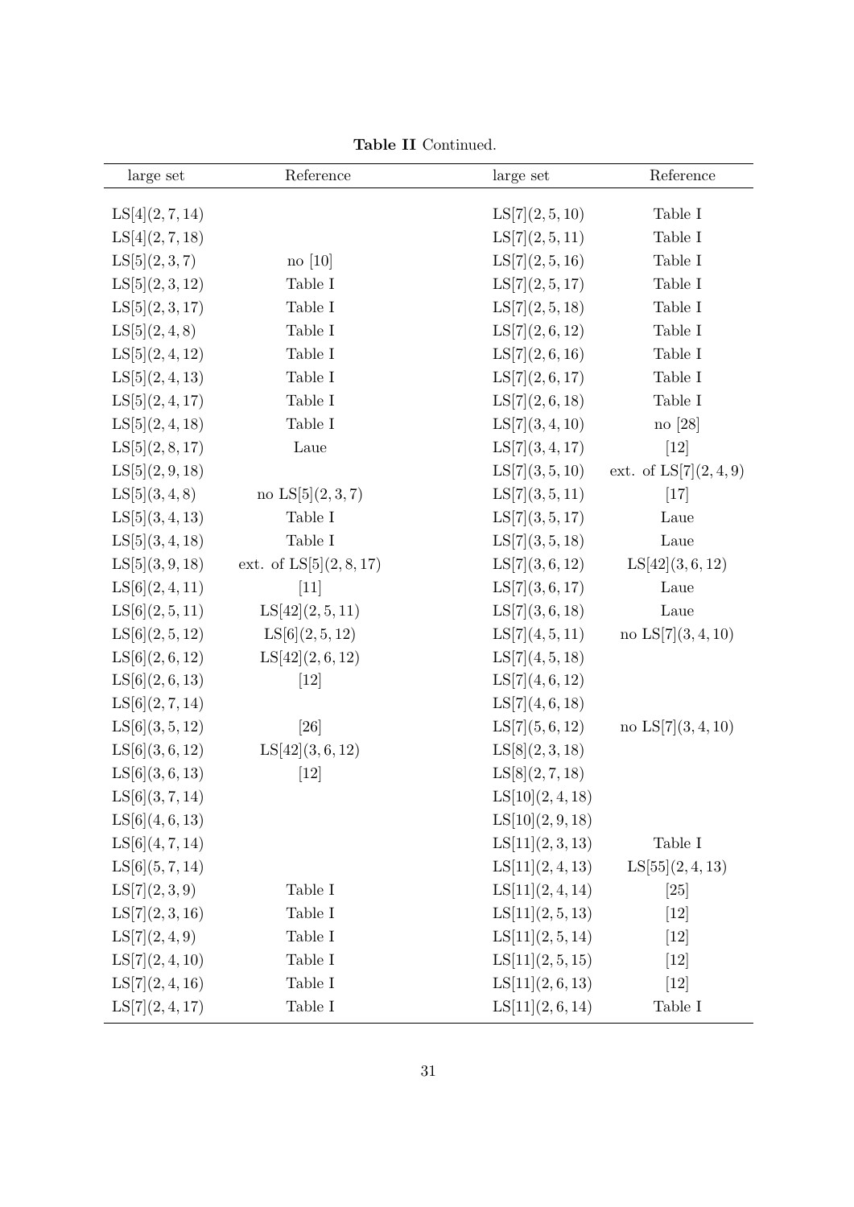**Table II** Continued.

| large set | Reference | large set | Reference |
|---|---|---|---|
| LS[4](2, 7, 14) | | LS[7](2, 5, 10) | Table I |
| LS[4](2, 7, 18) | | LS[7](2, 5, 11) | Table I |
| LS[5](2, 3, 7) | no [10] | LS[7](2, 5, 16) | Table I |
| LS[5](2, 3, 12) | Table I | LS[7](2, 5, 17) | Table I |
| LS[5](2, 3, 17) | Table I | LS[7](2, 5, 18) | Table I |
| LS[5](2, 4, 8) | Table I | LS[7](2, 6, 12) | Table I |
| LS[5](2, 4, 12) | Table I | LS[7](2, 6, 16) | Table I |
| LS[5](2, 4, 13) | Table I | LS[7](2, 6, 17) | Table I |
| LS[5](2, 4, 17) | Table I | LS[7](2, 6, 18) | Table I |
| LS[5](2, 4, 18) | Table I | LS[7](3, 4, 10) | no [28] |
| LS[5](2, 8, 17) | Laue | LS[7](3, 4, 17) | [12] |
| LS[5](2, 9, 18) | | LS[7](3, 5, 10) | ext. of LS[7](2, 4, 9) |
| LS[5](3, 4, 8) | no LS[5](2, 3, 7) | LS[7](3, 5, 11) | [17] |
| LS[5](3, 4, 13) | Table I | LS[7](3, 5, 17) | Laue |
| LS[5](3, 4, 18) | Table I | LS[7](3, 5, 18) | Laue |
| LS[5](3, 9, 18) | ext. of LS[5](2, 8, 17) | LS[7](3, 6, 12) | LS[42](3, 6, 12) |
| LS[6](2, 4, 11) | [11] | LS[7](3, 6, 17) | Laue |
| LS[6](2, 5, 11) | LS[42](2, 5, 11) | LS[7](3, 6, 18) | Laue |
| LS[6](2, 5, 12) | LS[6](2, 5, 12) | LS[7](4, 5, 11) | no LS[7](3, 4, 10) |
| LS[6](2, 6, 12) | LS[42](2, 6, 12) | LS[7](4, 5, 18) | |
| LS[6](2, 6, 13) | [12] | LS[7](4, 6, 12) | |
| LS[6](2, 7, 14) | | LS[7](4, 6, 18) | |
| LS[6](3, 5, 12) | [26] | LS[7](5, 6, 12) | no LS[7](3, 4, 10) |
| LS[6](3, 6, 12) | LS[42](3, 6, 12) | LS[8](2, 3, 18) | |
| LS[6](3, 6, 13) | [12] | LS[8](2, 7, 18) | |
| LS[6](3, 7, 14) | | LS[10](2, 4, 18) | |
| LS[6](4, 6, 13) | | LS[10](2, 9, 18) | |
| LS[6](4, 7, 14) | | LS[11](2, 3, 13) | Table I |
| LS[6](5, 7, 14) | | LS[11](2, 4, 13) | LS[55](2, 4, 13) |
| LS[7](2, 3, 9) | Table I | LS[11](2, 4, 14) | [25] |
| LS[7](2, 3, 16) | Table I | LS[11](2, 5, 13) | [12] |
| LS[7](2, 4, 9) | Table I | LS[11](2, 5, 14) | [12] |
| LS[7](2, 4, 10) | Table I | LS[11](2, 5, 15) | [12] |
| LS[7](2, 4, 16) | Table I | LS[11](2, 6, 13) | [12] |
| LS[7](2, 4, 17) | Table I | LS[11](2, 6, 14) | Table I |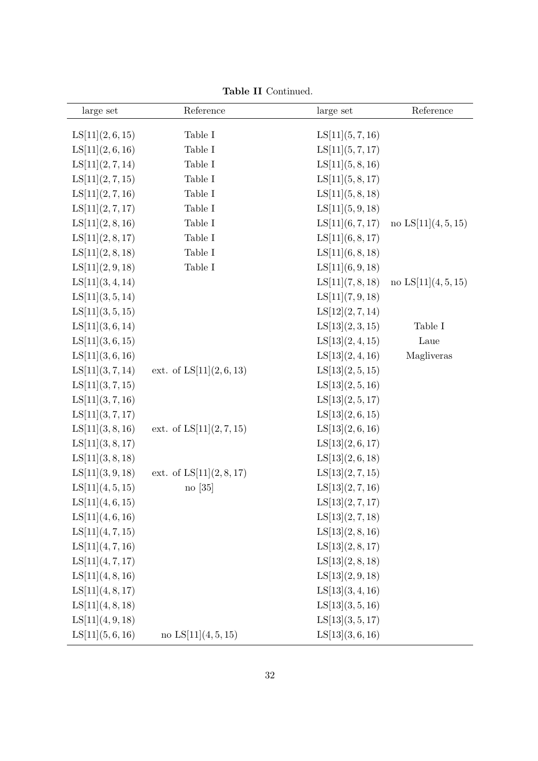**Table II** Continued.

| large set | Reference | large set | Reference |
|---|---|---|---|
| LS[11](2, 6, 15) | Table I | LS[11](5, 7, 16) | |
| LS[11](2, 6, 16) | Table I | LS[11](5, 7, 17) | |
| LS[11](2, 7, 14) | Table I | LS[11](5, 8, 16) | |
| LS[11](2, 7, 15) | Table I | LS[11](5, 8, 17) | |
| LS[11](2, 7, 16) | Table I | LS[11](5, 8, 18) | |
| LS[11](2, 7, 17) | Table I | LS[11](5, 9, 18) | |
| LS[11](2, 8, 16) | Table I | LS[11](6, 7, 17) | no LS[11](4, 5, 15) |
| LS[11](2, 8, 17) | Table I | LS[11](6, 8, 17) | |
| LS[11](2, 8, 18) | Table I | LS[11](6, 8, 18) | |
| LS[11](2, 9, 18) | Table I | LS[11](6, 9, 18) | |
| LS[11](3, 4, 14) | | LS[11](7, 8, 18) | no LS[11](4, 5, 15) |
| LS[11](3, 5, 14) | | LS[11](7, 9, 18) | |
| LS[11](3, 5, 15) | | LS[12](2, 7, 14) | |
| LS[11](3, 6, 14) | | LS[13](2, 3, 15) | Table I |
| LS[11](3, 6, 15) | | LS[13](2, 4, 15) | Laue |
| LS[11](3, 6, 16) | | LS[13](2, 4, 16) | Magliveras |
| LS[11](3, 7, 14) | ext. of LS[11](2, 6, 13) | LS[13](2, 5, 15) | |
| LS[11](3, 7, 15) | | LS[13](2, 5, 16) | |
| LS[11](3, 7, 16) | | LS[13](2, 5, 17) | |
| LS[11](3, 7, 17) | | LS[13](2, 6, 15) | |
| LS[11](3, 8, 16) | ext. of LS[11](2, 7, 15) | LS[13](2, 6, 16) | |
| LS[11](3, 8, 17) | | LS[13](2, 6, 17) | |
| LS[11](3, 8, 18) | | LS[13](2, 6, 18) | |
| LS[11](3, 9, 18) | ext. of LS[11](2, 8, 17) | LS[13](2, 7, 15) | |
| LS[11](4, 5, 15) | no [35] | LS[13](2, 7, 16) | |
| LS[11](4, 6, 15) | | LS[13](2, 7, 17) | |
| LS[11](4, 6, 16) | | LS[13](2, 7, 18) | |
| LS[11](4, 7, 15) | | LS[13](2, 8, 16) | |
| LS[11](4, 7, 16) | | LS[13](2, 8, 17) | |
| LS[11](4, 7, 17) | | LS[13](2, 8, 18) | |
| LS[11](4, 8, 16) | | LS[13](2, 9, 18) | |
| LS[11](4, 8, 17) | | LS[13](3, 4, 16) | |
| LS[11](4, 8, 18) | | LS[13](3, 5, 16) | |
| LS[11](4, 9, 18) | | LS[13](3, 5, 17) | |
| LS[11](5, 6, 16) | no LS[11](4, 5, 15) | LS[13](3, 6, 16) | |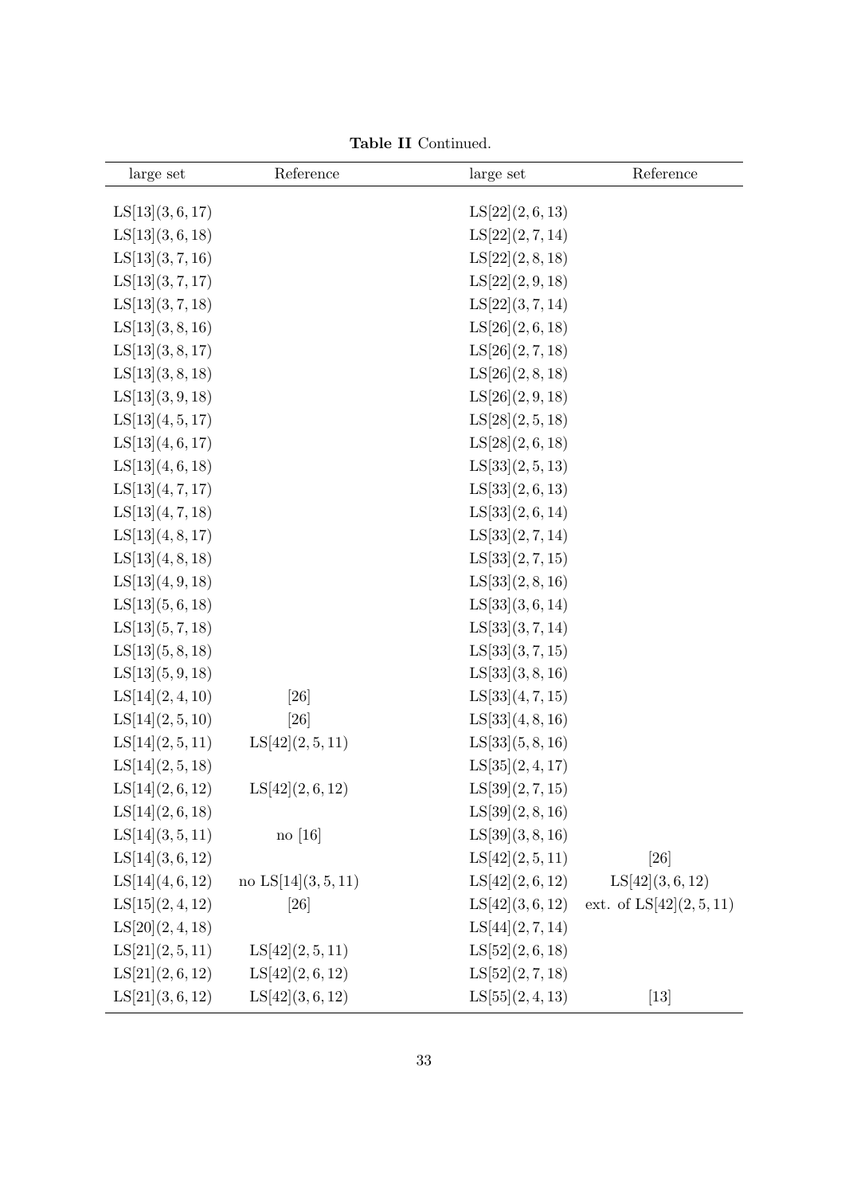**Table II** Continued.

| large set | Reference | large set | Reference |
|---|---|---|---|
| LS[13](3, 6, 17) | | LS[22](2, 6, 13) | |
| LS[13](3, 6, 18) | | LS[22](2, 7, 14) | |
| LS[13](3, 7, 16) | | LS[22](2, 8, 18) | |
| LS[13](3, 7, 17) | | LS[22](2, 9, 18) | |
| LS[13](3, 7, 18) | | LS[22](3, 7, 14) | |
| LS[13](3, 8, 16) | | LS[26](2, 6, 18) | |
| LS[13](3, 8, 17) | | LS[26](2, 7, 18) | |
| LS[13](3, 8, 18) | | LS[26](2, 8, 18) | |
| LS[13](3, 9, 18) | | LS[26](2, 9, 18) | |
| LS[13](4, 5, 17) | | LS[28](2, 5, 18) | |
| LS[13](4, 6, 17) | | LS[28](2, 6, 18) | |
| LS[13](4, 6, 18) | | LS[33](2, 5, 13) | |
| LS[13](4, 7, 17) | | LS[33](2, 6, 13) | |
| LS[13](4, 7, 18) | | LS[33](2, 6, 14) | |
| LS[13](4, 8, 17) | | LS[33](2, 7, 14) | |
| LS[13](4, 8, 18) | | LS[33](2, 7, 15) | |
| LS[13](4, 9, 18) | | LS[33](2, 8, 16) | |
| LS[13](5, 6, 18) | | LS[33](3, 6, 14) | |
| LS[13](5, 7, 18) | | LS[33](3, 7, 14) | |
| LS[13](5, 8, 18) | | LS[33](3, 7, 15) | |
| LS[13](5, 9, 18) | | LS[33](3, 8, 16) | |
| LS[14](2, 4, 10) | [26] | LS[33](4, 7, 15) | |
| LS[14](2, 5, 10) | [26] | LS[33](4, 8, 16) | |
| LS[14](2, 5, 11) | LS[42](2, 5, 11) | LS[33](5, 8, 16) | |
| LS[14](2, 5, 18) | | LS[35](2, 4, 17) | |
| LS[14](2, 6, 12) | LS[42](2, 6, 12) | LS[39](2, 7, 15) | |
| LS[14](2, 6, 18) | | LS[39](2, 8, 16) | |
| LS[14](3, 5, 11) | no [16] | LS[39](3, 8, 16) | |
| LS[14](3, 6, 12) | | LS[42](2, 5, 11) | [26] |
| LS[14](4, 6, 12) | no LS[14](3, 5, 11) | LS[42](2, 6, 12) | LS[42](3, 6, 12) |
| LS[15](2, 4, 12) | [26] | LS[42](3, 6, 12) | ext. of LS[42](2, 5, 11) |
| LS[20](2, 4, 18) | | LS[44](2, 7, 14) | |
| LS[21](2, 5, 11) | LS[42](2, 5, 11) | LS[52](2, 6, 18) | |
| LS[21](2, 6, 12) | LS[42](2, 6, 12) | LS[52](2, 7, 18) | |
| LS[21](3, 6, 12) | LS[42](3, 6, 12) | LS[55](2, 4, 13) | [13] |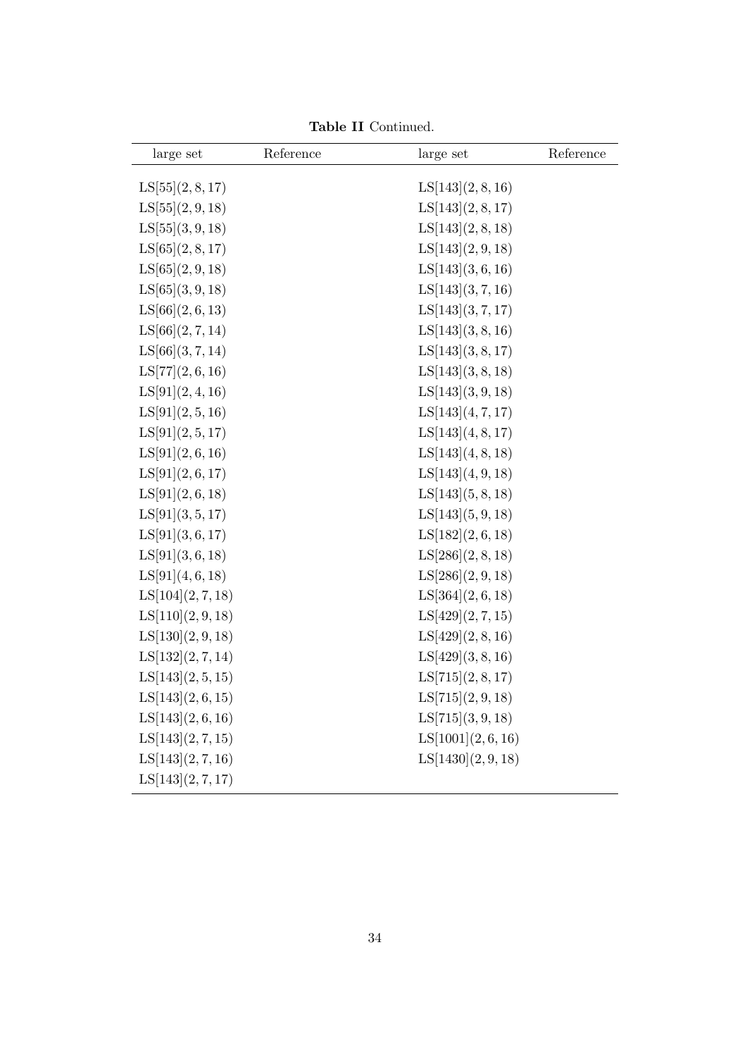**Table II** Continued.

| large set | Reference | large set | Reference |
|---|---|---|---|
| LS[55](2, 8, 17) | | LS[143](2, 8, 16) | |
| LS[55](2, 9, 18) | | LS[143](2, 8, 17) | |
| LS[55](3, 9, 18) | | LS[143](2, 8, 18) | |
| LS[65](2, 8, 17) | | LS[143](2, 9, 18) | |
| LS[65](2, 9, 18) | | LS[143](3, 6, 16) | |
| LS[65](3, 9, 18) | | LS[143](3, 7, 16) | |
| LS[66](2, 6, 13) | | LS[143](3, 7, 17) | |
| LS[66](2, 7, 14) | | LS[143](3, 8, 16) | |
| LS[66](3, 7, 14) | | LS[143](3, 8, 17) | |
| LS[77](2, 6, 16) | | LS[143](3, 8, 18) | |
| LS[91](2, 4, 16) | | LS[143](3, 9, 18) | |
| LS[91](2, 5, 16) | | LS[143](4, 7, 17) | |
| LS[91](2, 5, 17) | | LS[143](4, 8, 17) | |
| LS[91](2, 6, 16) | | LS[143](4, 8, 18) | |
| LS[91](2, 6, 17) | | LS[143](4, 9, 18) | |
| LS[91](2, 6, 18) | | LS[143](5, 8, 18) | |
| LS[91](3, 5, 17) | | LS[143](5, 9, 18) | |
| LS[91](3, 6, 17) | | LS[182](2, 6, 18) | |
| LS[91](3, 6, 18) | | LS[286](2, 8, 18) | |
| LS[91](4, 6, 18) | | LS[286](2, 9, 18) | |
| LS[104](2, 7, 18) | | LS[364](2, 6, 18) | |
| LS[110](2, 9, 18) | | LS[429](2, 7, 15) | |
| LS[130](2, 9, 18) | | LS[429](2, 8, 16) | |
| LS[132](2, 7, 14) | | LS[429](3, 8, 16) | |
| LS[143](2, 5, 15) | | LS[715](2, 8, 17) | |
| LS[143](2, 6, 15) | | LS[715](2, 9, 18) | |
| LS[143](2, 6, 16) | | LS[715](3, 9, 18) | |
| LS[143](2, 7, 15) | | LS[1001](2, 6, 16) | |
| LS[143](2, 7, 16) | | LS[1430](2, 9, 18) | |
| LS[143](2, 7, 17) | | | |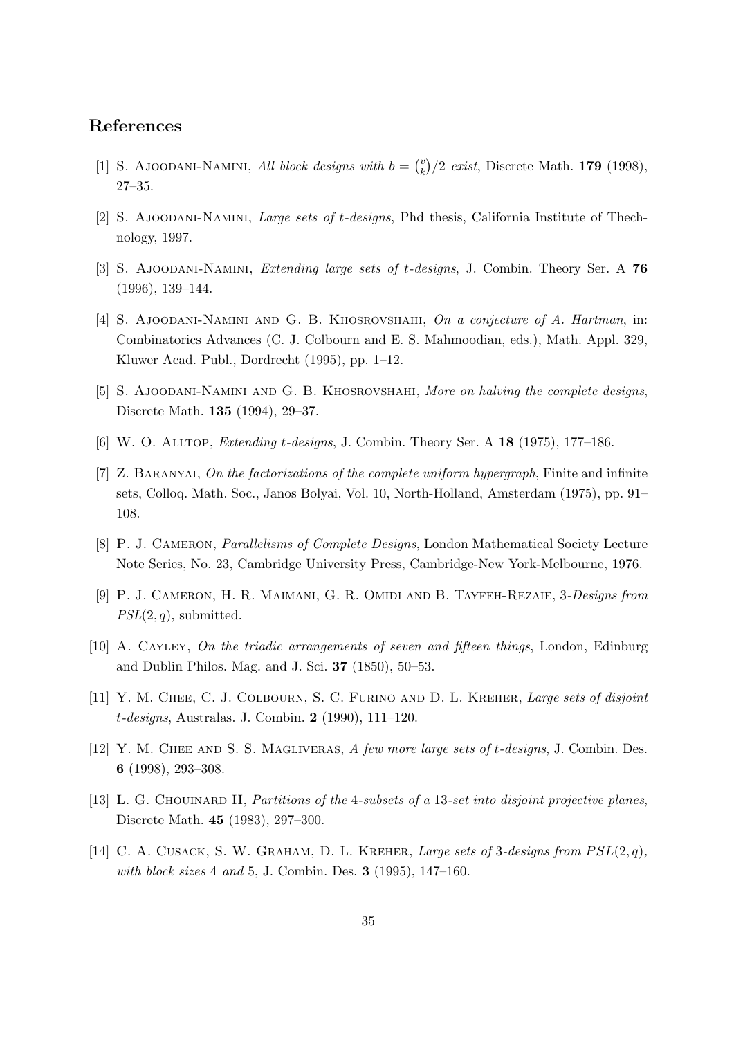## References

[1] S. Ajoodani-Namini, *All block designs with $b = \binom{v}{k}/2$ exist*, Discrete Math. **179** (1998), 27–35.

[2] S. Ajoodani-Namini, *Large sets of $t$-designs*, Phd thesis, California Institute of Thechnology, 1997.

[3] S. Ajoodani-Namini, *Extending large sets of $t$-designs*, J. Combin. Theory Ser. A **76** (1996), 139–144.

[4] S. Ajoodani-Namini and G. B. Khosrovshahi, *On a conjecture of A. Hartman*, in: Combinatorics Advances (C. J. Colbourn and E. S. Mahmoodian, eds.), Math. Appl. 329, Kluwer Acad. Publ., Dordrecht (1995), pp. 1–12.

[5] S. Ajoodani-Namini and G. B. Khosrovshahi, *More on halving the complete designs*, Discrete Math. **135** (1994), 29–37.

[6] W. O. Alltop, *Extending $t$-designs*, J. Combin. Theory Ser. A **18** (1975), 177–186.

[7] Z. Baranyai, *On the factorizations of the complete uniform hypergraph*, Finite and infinite sets, Colloq. Math. Soc., Janos Bolyai, Vol. 10, North-Holland, Amsterdam (1975), pp. 91–108.

[8] P. J. Cameron, *Parallelisms of Complete Designs*, London Mathematical Society Lecture Note Series, No. 23, Cambridge University Press, Cambridge-New York-Melbourne, 1976.

[9] P. J. Cameron, H. R. Maimani, G. R. Omidi and B. Tayfeh-Rezaie, *3-Designs from $PSL(2,q)$*, submitted.

[10] A. Cayley, *On the triadic arrangements of seven and fifteen things*, London, Edinburg and Dublin Philos. Mag. and J. Sci. **37** (1850), 50–53.

[11] Y. M. Chee, C. J. Colbourn, S. C. Furino and D. L. Kreher, *Large sets of disjoint $t$-designs*, Australas. J. Combin. **2** (1990), 111–120.

[12] Y. M. Chee and S. S. Magliveras, *A few more large sets of $t$-designs*, J. Combin. Des. **6** (1998), 293–308.

[13] L. G. Chouinard II, *Partitions of the 4-subsets of a 13-set into disjoint projective planes*, Discrete Math. **45** (1983), 297–300.

[14] C. A. Cusack, S. W. Graham, D. L. Kreher, *Large sets of 3-designs from $PSL(2,q)$, with block sizes 4 and 5*, J. Combin. Des. **3** (1995), 147–160.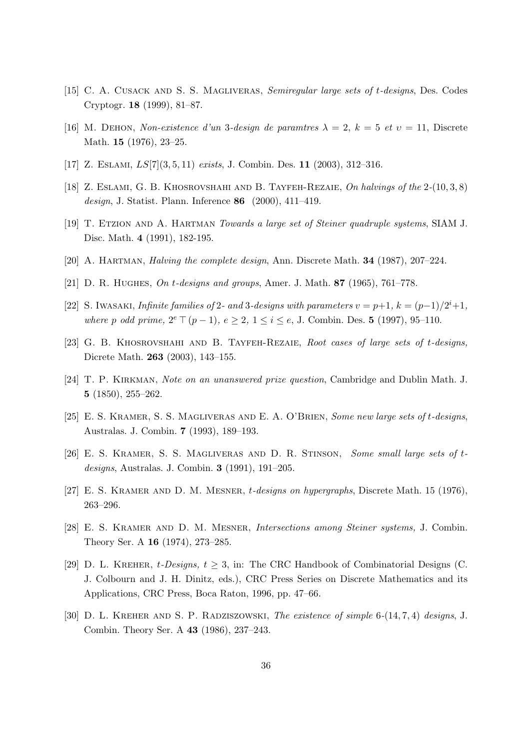[15] C. A. Cusack and S. S. Magliveras, *Semiregular large sets of t-designs*, Des. Codes Cryptogr. **18** (1999), 81–87.

[16] M. Dehon, *Non-existence d'un* 3*-design de paramtres* $\lambda = 2$, $k = 5$ *et* $v = 11$, Discrete Math. **15** (1976), 23–25.

[17] Z. Eslami, $LS[7](3, 5, 11)$ *exists*, J. Combin. Des. **11** (2003), 312–316.

[18] Z. Eslami, G. B. Khosrovshahi and B. Tayfeh-Rezaie, *On halvings of the* 2-$(10, 3, 8)$ *design*, J. Statist. Plann. Inference **86** (2000), 411–419.

[19] T. Etzion and A. Hartman *Towards a large set of Steiner quadruple systems*, SIAM J. Disc. Math. **4** (1991), 182-195.

[20] A. Hartman, *Halving the complete design*, Ann. Discrete Math. **34** (1987), 207–224.

[21] D. R. Hughes, *On t-designs and groups*, Amer. J. Math. **87** (1965), 761–778.

[22] S. Iwasaki, *Infinite families of* 2*- and* 3*-designs with parameters* $v = p+1$, $k = (p-1)/2^i+1$, *where p odd prime,* $2^e \top (p-1)$, $e \geq 2$, $1 \leq i \leq e$, J. Combin. Des. **5** (1997), 95–110.

[23] G. B. Khosrovshahi and B. Tayfeh-Rezaie, *Root cases of large sets of t-designs,* Dicrete Math. **263** (2003), 143–155.

[24] T. P. Kirkman, *Note on an unanswered prize question*, Cambridge and Dublin Math. J. **5** (1850), 255–262.

[25] E. S. Kramer, S. S. Magliveras and E. A. O'Brien, *Some new large sets of t-designs*, Australas. J. Combin. **7** (1993), 189–193.

[26] E. S. Kramer, S. S. Magliveras and D. R. Stinson, *Some small large sets of t-designs*, Australas. J. Combin. **3** (1991), 191–205.

[27] E. S. Kramer and D. M. Mesner, *t-designs on hypergraphs*, Discrete Math. 15 (1976), 263–296.

[28] E. S. Kramer and D. M. Mesner, *Intersections among Steiner systems,* J. Combin. Theory Ser. A **16** (1974), 273–285.

[29] D. L. Kreher, *t-Designs,* $t \geq 3$, in: The CRC Handbook of Combinatorial Designs (C. J. Colbourn and J. H. Dinitz, eds.), CRC Press Series on Discrete Mathematics and its Applications, CRC Press, Boca Raton, 1996, pp. 47–66.

[30] D. L. Kreher and S. P. Radziszowski, *The existence of simple* 6-$(14, 7, 4)$ *designs*, J. Combin. Theory Ser. A **43** (1986), 237–243.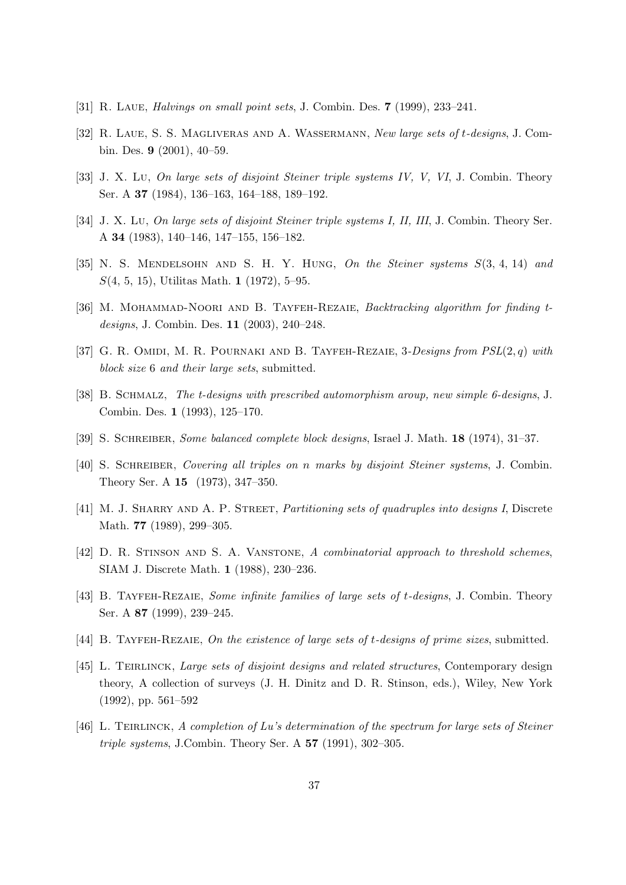[31] R. Laue, *Halvings on small point sets*, J. Combin. Des. **7** (1999), 233–241.

[32] R. Laue, S. S. Magliveras and A. Wassermann, *New large sets of $t$-designs*, J. Combin. Des. **9** (2001), 40–59.

[33] J. X. Lu, *On large sets of disjoint Steiner triple systems IV, V, VI*, J. Combin. Theory Ser. A **37** (1984), 136–163, 164–188, 189–192.

[34] J. X. Lu, *On large sets of disjoint Steiner triple systems I, II, III*, J. Combin. Theory Ser. A **34** (1983), 140–146, 147–155, 156–182.

[35] N. S. Mendelsohn and S. H. Y. Hung, *On the Steiner systems $S(3, 4, 14)$ and $S(4, 5, 15)$*, Utilitas Math. **1** (1972), 5–95.

[36] M. Mohammad-Noori and B. Tayfeh-Rezaie, *Backtracking algorithm for finding $t$-designs*, J. Combin. Des. **11** (2003), 240–248.

[37] G. R. Omidi, M. R. Pournaki and B. Tayfeh-Rezaie, *3-Designs from $PSL(2, q)$ with block size 6 and their large sets*, submitted.

[38] B. Schmalz, *The $t$-designs with prescribed automorphism aroup, new simple 6-designs*, J. Combin. Des. **1** (1993), 125–170.

[39] S. Schreiber, *Some balanced complete block designs*, Israel J. Math. **18** (1974), 31–37.

[40] S. Schreiber, *Covering all triples on $n$ marks by disjoint Steiner systems*, J. Combin. Theory Ser. A **15** (1973), 347–350.

[41] M. J. Sharry and A. P. Street, *Partitioning sets of quadruples into designs I*, Discrete Math. **77** (1989), 299–305.

[42] D. R. Stinson and S. A. Vanstone, *A combinatorial approach to threshold schemes*, SIAM J. Discrete Math. **1** (1988), 230–236.

[43] B. Tayfeh-Rezaie, *Some infinite families of large sets of $t$-designs*, J. Combin. Theory Ser. A **87** (1999), 239–245.

[44] B. Tayfeh-Rezaie, *On the existence of large sets of $t$-designs of prime sizes*, submitted.

[45] L. Teirlinck, *Large sets of disjoint designs and related structures*, Contemporary design theory, A collection of surveys (J. H. Dinitz and D. R. Stinson, eds.), Wiley, New York (1992), pp. 561–592

[46] L. Teirlinck, *A completion of Lu's determination of the spectrum for large sets of Steiner triple systems*, J.Combin. Theory Ser. A **57** (1991), 302–305.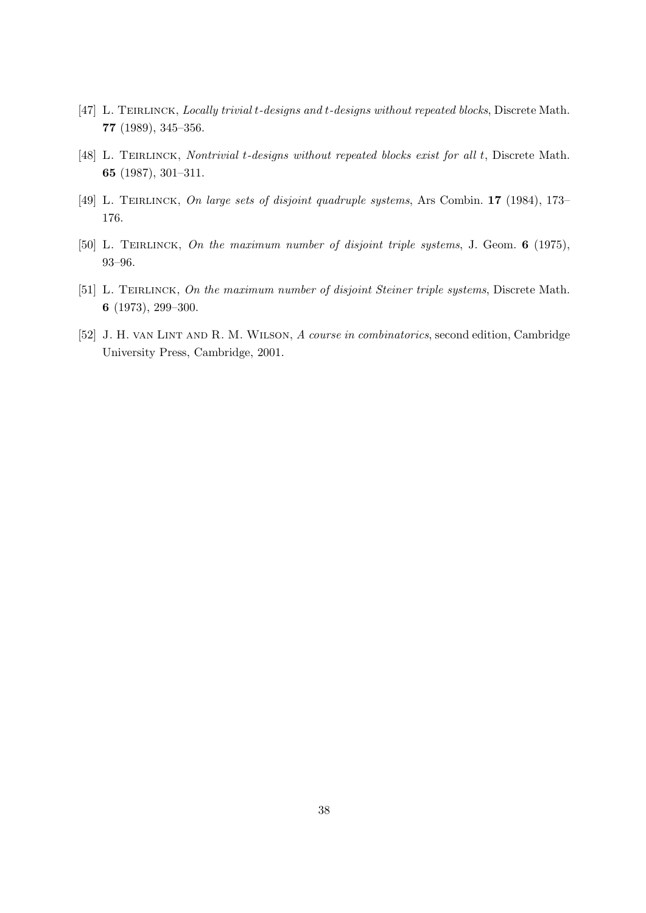[47] L. Teirlinck, *Locally trivial $t$-designs and $t$-designs without repeated blocks*, Discrete Math. **77** (1989), 345–356.

[48] L. Teirlinck, *Nontrivial $t$-designs without repeated blocks exist for all $t$*, Discrete Math. **65** (1987), 301–311.

[49] L. Teirlinck, *On large sets of disjoint quadruple systems*, Ars Combin. **17** (1984), 173–176.

[50] L. Teirlinck, *On the maximum number of disjoint triple systems*, J. Geom. **6** (1975), 93–96.

[51] L. Teirlinck, *On the maximum number of disjoint Steiner triple systems*, Discrete Math. **6** (1973), 299–300.

[52] J. H. van Lint and R. M. Wilson, *A course in combinatorics*, second edition, Cambridge University Press, Cambridge, 2001.